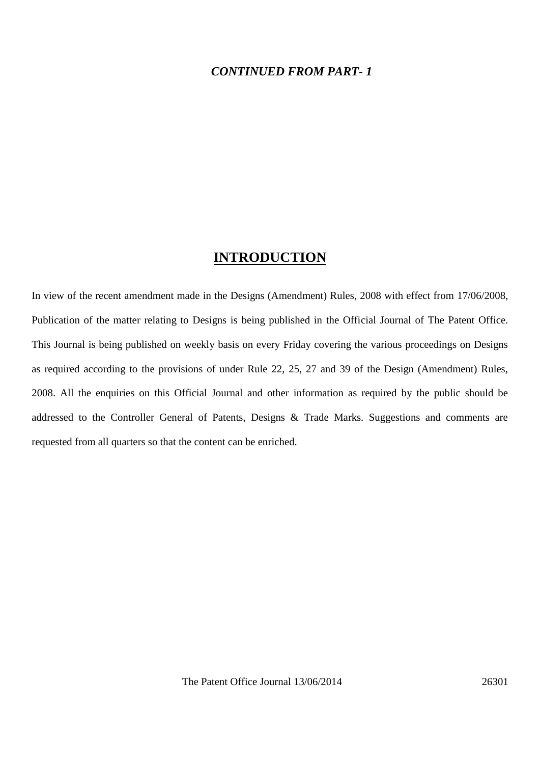***CONTINUED FROM PART- 1***

# INTRODUCTION

In view of the recent amendment made in the Designs (Amendment) Rules, 2008 with effect from 17/06/2008, Publication of the matter relating to Designs is being published in the Official Journal of The Patent Office. This Journal is being published on weekly basis on every Friday covering the various proceedings on Designs as required according to the provisions of under Rule 22, 25, 27 and 39 of the Design (Amendment) Rules, 2008. All the enquiries on this Official Journal and other information as required by the public should be addressed to the Controller General of Patents, Designs & Trade Marks. Suggestions and comments are requested from all quarters so that the content can be enriched.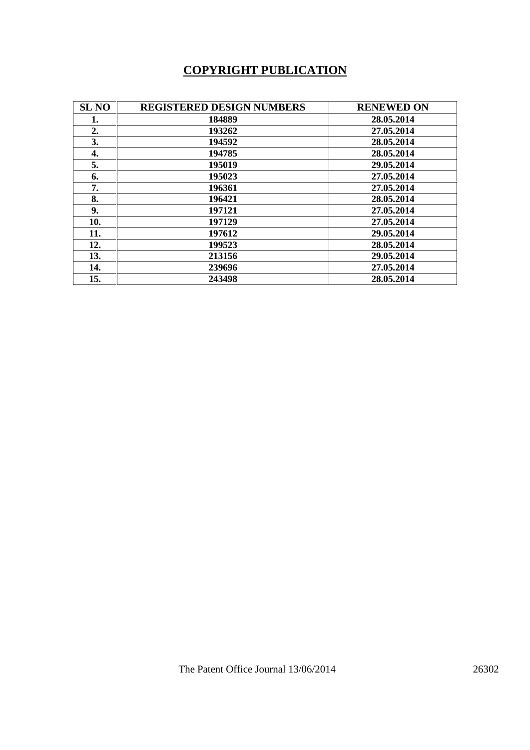# COPYRIGHT PUBLICATION

| SL NO | REGISTERED DESIGN NUMBERS | RENEWED ON |
|---|---|---|
| 1. | 184889 | 28.05.2014 |
| 2. | 193262 | 27.05.2014 |
| 3. | 194592 | 28.05.2014 |
| 4. | 194785 | 28.05.2014 |
| 5. | 195019 | 29.05.2014 |
| 6. | 195023 | 27.05.2014 |
| 7. | 196361 | 27.05.2014 |
| 8. | 196421 | 28.05.2014 |
| 9. | 197121 | 27.05.2014 |
| 10. | 197129 | 27.05.2014 |
| 11. | 197612 | 29.05.2014 |
| 12. | 199523 | 28.05.2014 |
| 13. | 213156 | 29.05.2014 |
| 14. | 239696 | 27.05.2014 |
| 15. | 243498 | 28.05.2014 |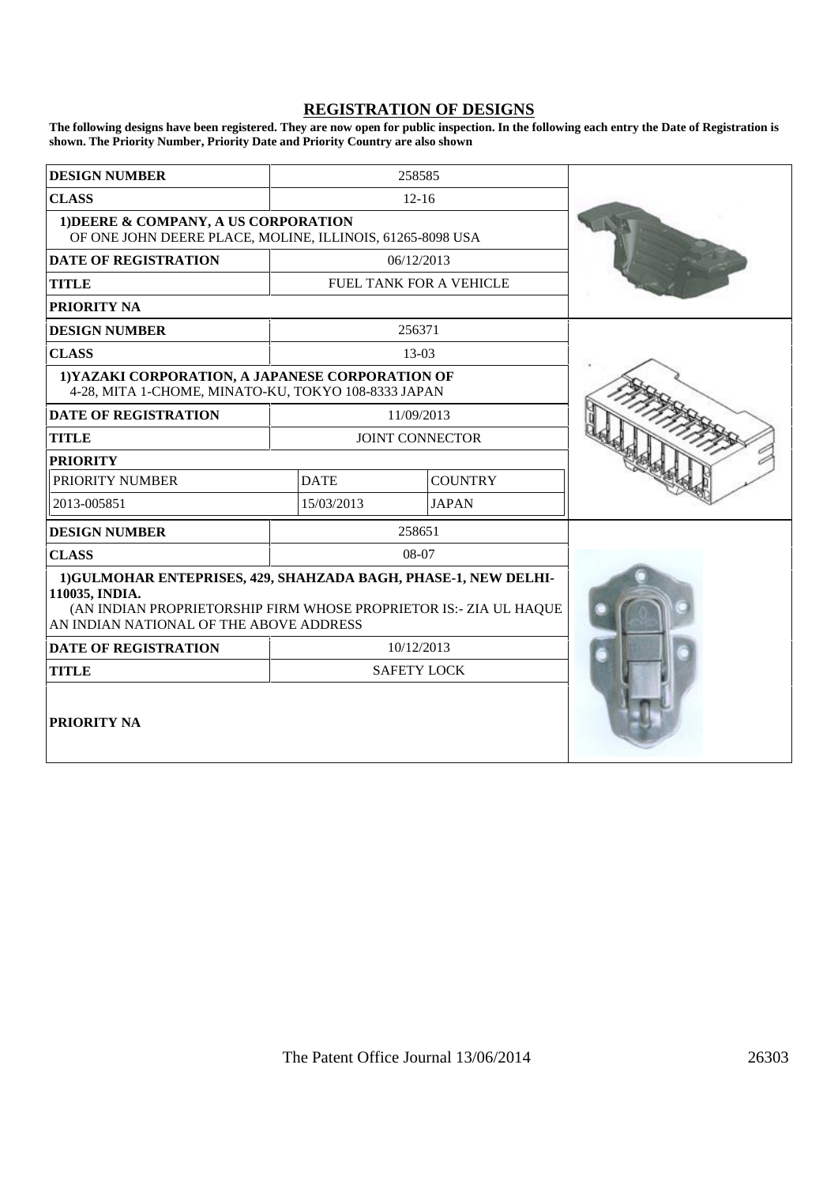## REGISTRATION OF DESIGNS

**The following designs have been registered. They are now open for public inspection. In the following each entry the Date of Registration is shown. The Priority Number, Priority Date and Priority Country are also shown**

| | |
|---|---|
| **DESIGN NUMBER** | 258585 |
| **CLASS** | 12-16 |
| **1)DEERE & COMPANY, A US CORPORATION** OF ONE JOHN DEERE PLACE, MOLINE, ILLINOIS, 61265-8098 USA | |
| **DATE OF REGISTRATION** | 06/12/2013 |
| **TITLE** | FUEL TANK FOR A VEHICLE |
| **PRIORITY NA** | |

| | | |
|---|---|---|
| **DESIGN NUMBER** | 256371 | |
| **CLASS** | 13-03 | |
| **1)YAZAKI CORPORATION, A JAPANESE CORPORATION OF** 4-28, MITA 1-CHOME, MINATO-KU, TOKYO 108-8333 JAPAN | | |
| **DATE OF REGISTRATION** | 11/09/2013 | |
| **TITLE** | JOINT CONNECTOR | |
| **PRIORITY** | | |
| PRIORITY NUMBER | DATE | COUNTRY |
| 2013-005851 | 15/03/2013 | JAPAN |

| | |
|---|---|
| **DESIGN NUMBER** | 258651 |
| **CLASS** | 08-07 |
| **1)GULMOHAR ENTEPRISES, 429, SHAHZADA BAGH, PHASE-1, NEW DELHI-110035, INDIA.** (AN INDIAN PROPRIETORSHIP FIRM WHOSE PROPRIETOR IS:- ZIA UL HAQUE AN INDIAN NATIONAL OF THE ABOVE ADDRESS | |
| **DATE OF REGISTRATION** | 10/12/2013 |
| **TITLE** | SAFETY LOCK |
| **PRIORITY NA** | |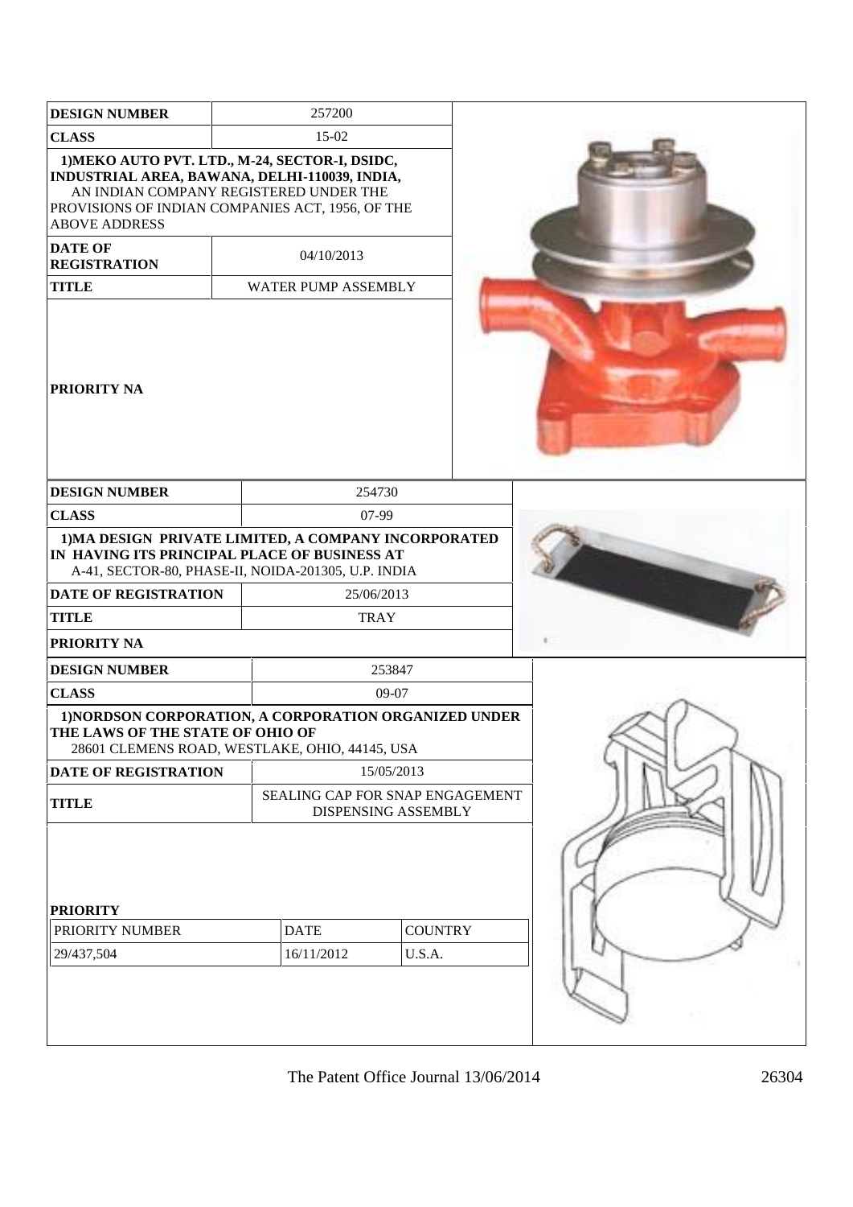| DESIGN NUMBER | 257200 |
| --- | --- |
| CLASS | 15-02 |
| 1)MEKO AUTO PVT. LTD., M-24, SECTOR-I, DSIDC, INDUSTRIAL AREA, BAWANA, DELHI-110039, INDIA, AN INDIAN COMPANY REGISTERED UNDER THE PROVISIONS OF INDIAN COMPANIES ACT, 1956, OF THE ABOVE ADDRESS | |
| DATE OF REGISTRATION | 04/10/2013 |
| TITLE | WATER PUMP ASSEMBLY |
| PRIORITY NA | |

| DESIGN NUMBER | 254730 |
| --- | --- |
| CLASS | 07-99 |
| 1)MA DESIGN PRIVATE LIMITED, A COMPANY INCORPORATED IN HAVING ITS PRINCIPAL PLACE OF BUSINESS AT A-41, SECTOR-80, PHASE-II, NOIDA-201305, U.P. INDIA | |
| DATE OF REGISTRATION | 25/06/2013 |
| TITLE | TRAY |
| PRIORITY NA | |

| DESIGN NUMBER | 253847 | |
| --- | --- | --- |
| CLASS | 09-07 | |
| 1)NORDSON CORPORATION, A CORPORATION ORGANIZED UNDER THE LAWS OF THE STATE OF OHIO OF 28601 CLEMENS ROAD, WESTLAKE, OHIO, 44145, USA | | |
| DATE OF REGISTRATION | 15/05/2013 | |
| TITLE | SEALING CAP FOR SNAP ENGAGEMENT DISPENSING ASSEMBLY | |
| PRIORITY | | |
| PRIORITY NUMBER | DATE | COUNTRY |
| 29/437,504 | 16/11/2012 | U.S.A. |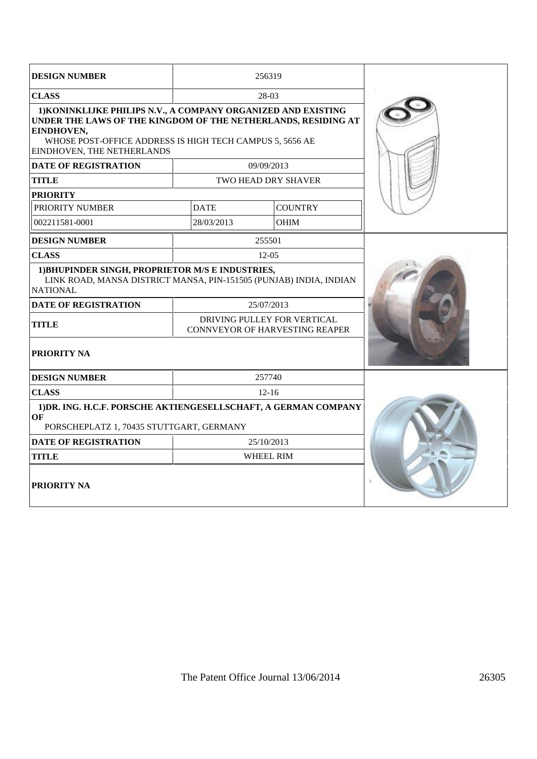| DESIGN NUMBER | 256319 | |
|---|---|---|
| CLASS | 28-03 | |
| 1)KONINKLIJKE PHILIPS N.V., A COMPANY ORGANIZED AND EXISTING UNDER THE LAWS OF THE KINGDOM OF THE NETHERLANDS, RESIDING AT EINDHOVEN, WHOSE POST-OFFICE ADDRESS IS HIGH TECH CAMPUS 5, 5656 AE EINDHOVEN, THE NETHERLANDS | | |
| DATE OF REGISTRATION | 09/09/2013 | |
| TITLE | TWO HEAD DRY SHAVER | |
| PRIORITY | | |
| PRIORITY NUMBER | DATE | COUNTRY |
| 002211581-0001 | 28/03/2013 | OHIM |

| DESIGN NUMBER | 255501 |
|---|---|
| CLASS | 12-05 |
| 1)BHUPINDER SINGH, PROPRIETOR M/S E INDUSTRIES, LINK ROAD, MANSA DISTRICT MANSA, PIN-151505 (PUNJAB) INDIA, INDIAN NATIONAL | |
| DATE OF REGISTRATION | 25/07/2013 |
| TITLE | DRIVING PULLEY FOR VERTICAL CONNVEYOR OF HARVESTING REAPER |
| PRIORITY NA | |

| DESIGN NUMBER | 257740 |
|---|---|
| CLASS | 12-16 |
| 1)DR. ING. H.C.F. PORSCHE AKTIENGESELLSCHAFT, A GERMAN COMPANY OF PORSCHEPLATZ 1, 70435 STUTTGART, GERMANY | |
| DATE OF REGISTRATION | 25/10/2013 |
| TITLE | WHEEL RIM |
| PRIORITY NA | |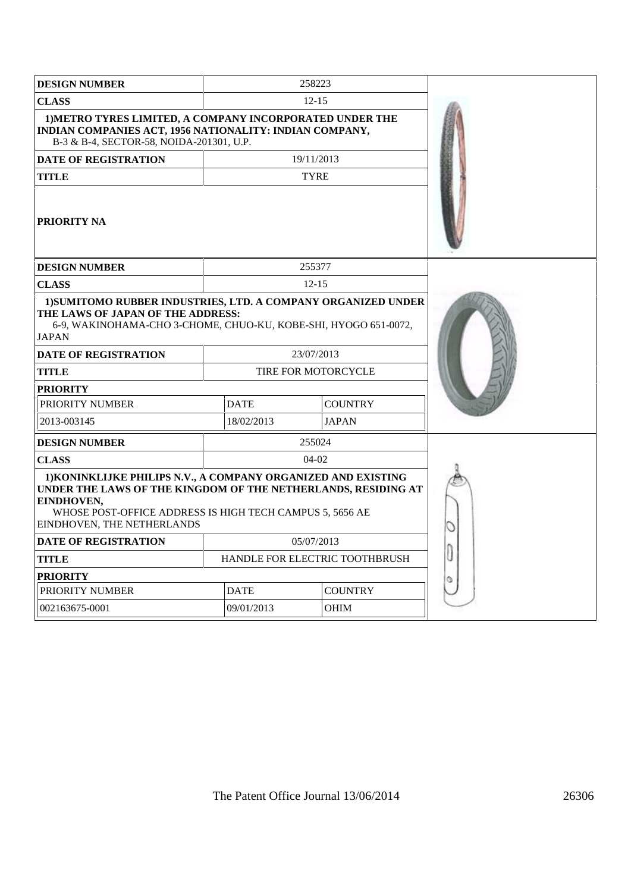| DESIGN NUMBER | 258223 | |
|---|---|---|
| CLASS | 12-15 | |
| **1)METRO TYRES LIMITED, A COMPANY INCORPORATED UNDER THE INDIAN COMPANIES ACT, 1956 NATIONALITY: INDIAN COMPANY,** B-3 & B-4, SECTOR-58, NOIDA-201301, U.P. | | |
| DATE OF REGISTRATION | 19/11/2013 | |
| TITLE | TYRE | |
| PRIORITY NA | | |

| DESIGN NUMBER | 255377 | |
|---|---|---|
| CLASS | 12-15 | |
| **1)SUMITOMO RUBBER INDUSTRIES, LTD. A COMPANY ORGANIZED UNDER THE LAWS OF JAPAN OF THE ADDRESS:** 6-9, WAKINOHAMA-CHO 3-CHOME, CHUO-KU, KOBE-SHI, HYOGO 651-0072, JAPAN | | |
| DATE OF REGISTRATION | 23/07/2013 | |
| TITLE | TIRE FOR MOTORCYCLE | |
| PRIORITY | | |
| PRIORITY NUMBER | DATE | COUNTRY |
| 2013-003145 | 18/02/2013 | JAPAN |

| DESIGN NUMBER | 255024 | |
|---|---|---|
| CLASS | 04-02 | |
| **1)KONINKLIJKE PHILIPS N.V., A COMPANY ORGANIZED AND EXISTING UNDER THE LAWS OF THE KINGDOM OF THE NETHERLANDS, RESIDING AT EINDHOVEN,** WHOSE POST-OFFICE ADDRESS IS HIGH TECH CAMPUS 5, 5656 AE EINDHOVEN, THE NETHERLANDS | | |
| DATE OF REGISTRATION | 05/07/2013 | |
| TITLE | HANDLE FOR ELECTRIC TOOTHBRUSH | |
| PRIORITY | | |
| PRIORITY NUMBER | DATE | COUNTRY |
| 002163675-0001 | 09/01/2013 | OHIM |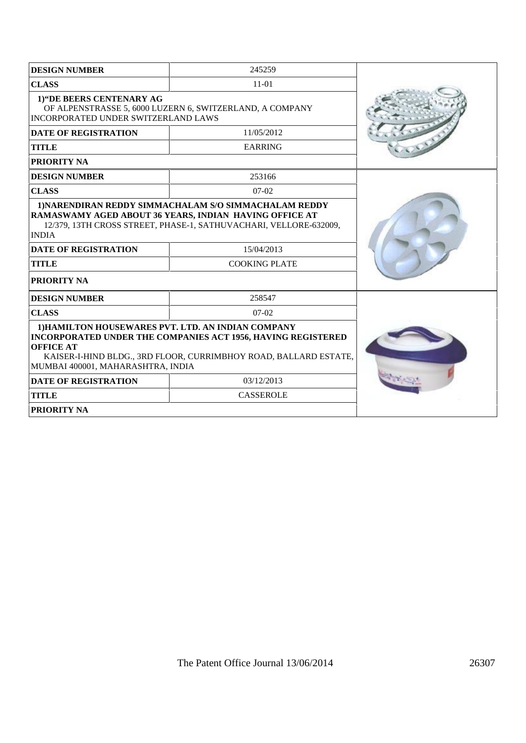| | |
|---|---|
| **DESIGN NUMBER** | 245259 |
| **CLASS** | 11-01 |
| **1)"DE BEERS CENTENARY AG** OF ALPENSTRASSE 5, 6000 LUZERN 6, SWITZERLAND, A COMPANY INCORPORATED UNDER SWITZERLAND LAWS | |
| **DATE OF REGISTRATION** | 11/05/2012 |
| **TITLE** | EARRING |
| **PRIORITY NA** | |

| | |
|---|---|
| **DESIGN NUMBER** | 253166 |
| **CLASS** | 07-02 |
| **1)NARENDIRAN REDDY SIMMACHALAM S/O SIMMACHALAM REDDY RAMASWAMY AGED ABOUT 36 YEARS, INDIAN HAVING OFFICE AT** 12/379, 13TH CROSS STREET, PHASE-1, SATHUVACHARI, VELLORE-632009, INDIA | |
| **DATE OF REGISTRATION** | 15/04/2013 |
| **TITLE** | COOKING PLATE |
| **PRIORITY NA** | |

| | |
|---|---|
| **DESIGN NUMBER** | 258547 |
| **CLASS** | 07-02 |
| **1)HAMILTON HOUSEWARES PVT. LTD. AN INDIAN COMPANY INCORPORATED UNDER THE COMPANIES ACT 1956, HAVING REGISTERED OFFICE AT** KAISER-I-HIND BLDG., 3RD FLOOR, CURRIMBHOY ROAD, BALLARD ESTATE, MUMBAI 400001, MAHARASHTRA, INDIA | |
| **DATE OF REGISTRATION** | 03/12/2013 |
| **TITLE** | CASSEROLE |
| **PRIORITY NA** | |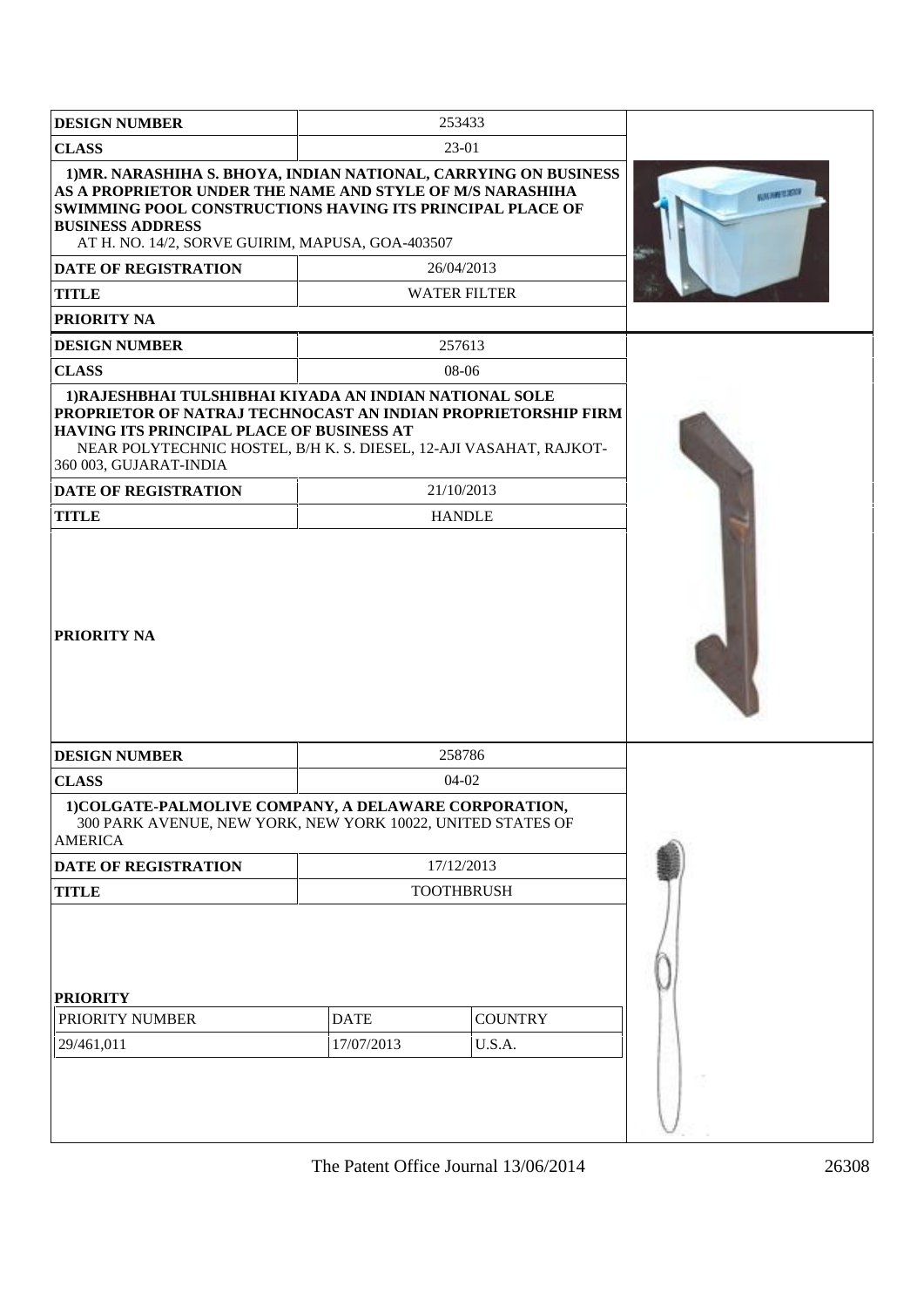| | | |
|---|---|---|
| **DESIGN NUMBER** | 253433 | |
| **CLASS** | 23-01 | |
| **1)MR. NARASHIHA S. BHOYA, INDIAN NATIONAL, CARRYING ON BUSINESS AS A PROPRIETOR UNDER THE NAME AND STYLE OF M/S NARASHIHA SWIMMING POOL CONSTRUCTIONS HAVING ITS PRINCIPAL PLACE OF BUSINESS ADDRESS** AT H. NO. 14/2, SORVE GUIRIM, MAPUSA, GOA-403507 | | |
| **DATE OF REGISTRATION** | 26/04/2013 | |
| **TITLE** | WATER FILTER | |
| **PRIORITY NA** | | |

| | | |
|---|---|---|
| **DESIGN NUMBER** | 257613 | |
| **CLASS** | 08-06 | |
| **1)RAJESHBHAI TULSHIBHAI KIYADA AN INDIAN NATIONAL SOLE PROPRIETOR OF NATRAJ TECHNOCAST AN INDIAN PROPRIETORSHIP FIRM HAVING ITS PRINCIPAL PLACE OF BUSINESS AT** NEAR POLYTECHNIC HOSTEL, B/H K. S. DIESEL, 12-AJI VASAHAT, RAJKOT-360 003, GUJARAT-INDIA | | |
| **DATE OF REGISTRATION** | 21/10/2013 | |
| **TITLE** | HANDLE | |
| **PRIORITY NA** | | |

| | | |
|---|---|---|
| **DESIGN NUMBER** | 258786 | |
| **CLASS** | 04-02 | |
| **1)COLGATE-PALMOLIVE COMPANY, A DELAWARE CORPORATION,** 300 PARK AVENUE, NEW YORK, NEW YORK 10022, UNITED STATES OF AMERICA | | |
| **DATE OF REGISTRATION** | 17/12/2013 | |
| **TITLE** | TOOTHBRUSH | |
| **PRIORITY** | | |

| PRIORITY NUMBER | DATE | COUNTRY |
|---|---|---|
| 29/461,011 | 17/07/2013 | U.S.A. |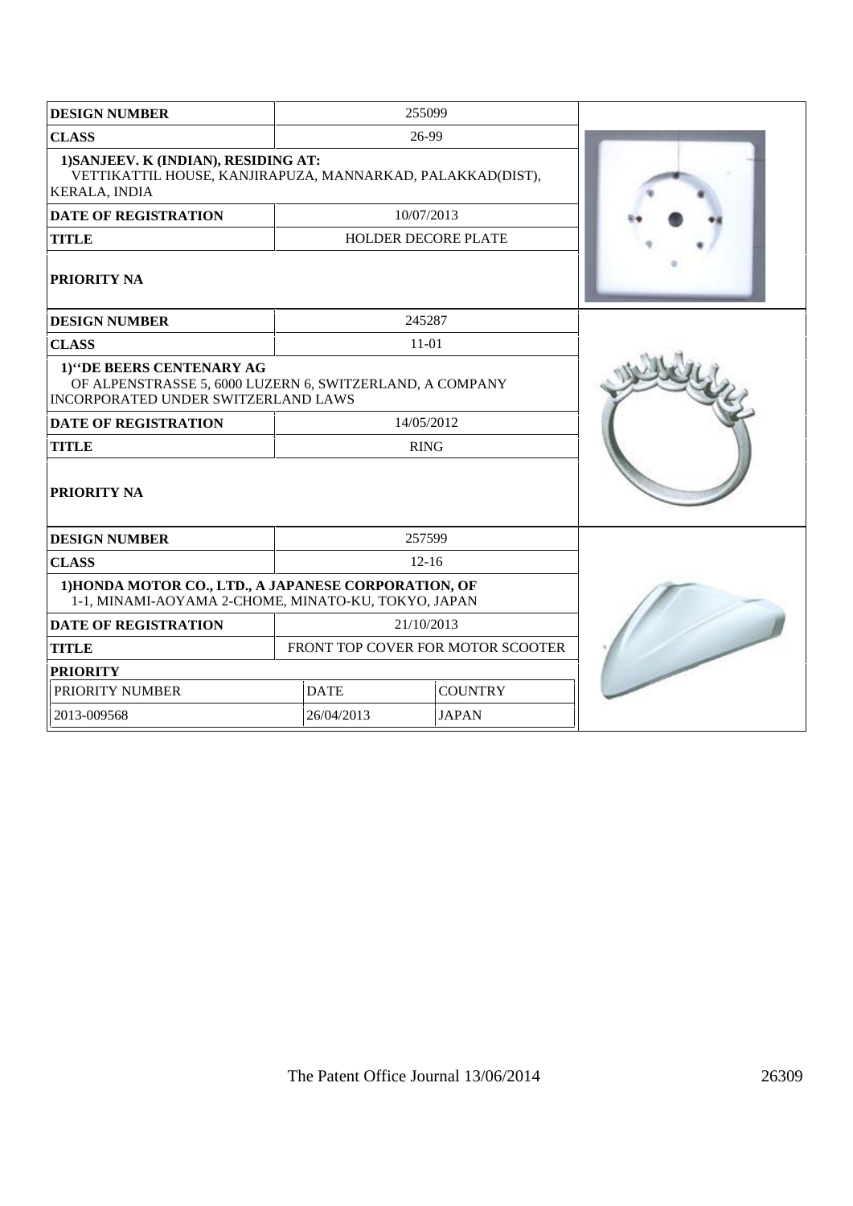| | |
|---|---|
| **DESIGN NUMBER** | 255099 |
| **CLASS** | 26-99 |
| **1)SANJEEV. K (INDIAN), RESIDING AT:** VETTIKATTIL HOUSE, KANJIRAPUZA, MANNARKAD, PALAKKAD(DIST), KERALA, INDIA | |
| **DATE OF REGISTRATION** | 10/07/2013 |
| **TITLE** | HOLDER DECORE PLATE |
| **PRIORITY NA** | |

| | |
|---|---|
| **DESIGN NUMBER** | 245287 |
| **CLASS** | 11-01 |
| **1)''DE BEERS CENTENARY AG** OF ALPENSTRASSE 5, 6000 LUZERN 6, SWITZERLAND, A COMPANY INCORPORATED UNDER SWITZERLAND LAWS | |
| **DATE OF REGISTRATION** | 14/05/2012 |
| **TITLE** | RING |
| **PRIORITY NA** | |

| | | |
|---|---|---|
| **DESIGN NUMBER** | 257599 | |
| **CLASS** | 12-16 | |
| **1)HONDA MOTOR CO., LTD., A JAPANESE CORPORATION, OF** 1-1, MINAMI-AOYAMA 2-CHOME, MINATO-KU, TOKYO, JAPAN | | |
| **DATE OF REGISTRATION** | 21/10/2013 | |
| **TITLE** | FRONT TOP COVER FOR MOTOR SCOOTER | |
| **PRIORITY** | | |
| PRIORITY NUMBER | DATE | COUNTRY |
| 2013-009568 | 26/04/2013 | JAPAN |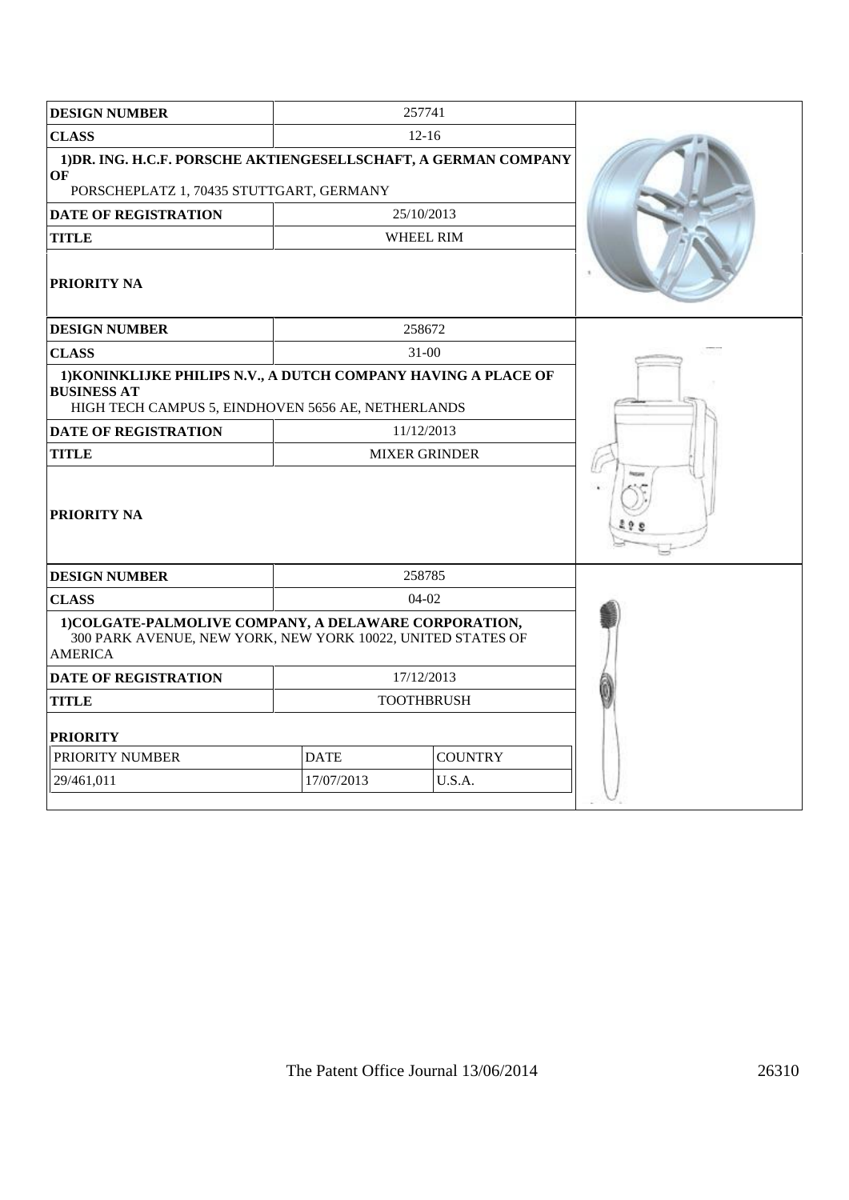| | | |
|---|---|---|
| **DESIGN NUMBER** | 257741 | |
| **CLASS** | 12-16 | |
| **1)DR. ING. H.C.F. PORSCHE AKTIENGESELLSCHAFT, A GERMAN COMPANY OF** PORSCHEPLATZ 1, 70435 STUTTGART, GERMANY | | |
| **DATE OF REGISTRATION** | 25/10/2013 | |
| **TITLE** | WHEEL RIM | |
| **PRIORITY NA** | | |

| | | |
|---|---|---|
| **DESIGN NUMBER** | 258672 | |
| **CLASS** | 31-00 | |
| **1)KONINKLIJKE PHILIPS N.V., A DUTCH COMPANY HAVING A PLACE OF BUSINESS AT** HIGH TECH CAMPUS 5, EINDHOVEN 5656 AE, NETHERLANDS | | |
| **DATE OF REGISTRATION** | 11/12/2013 | |
| **TITLE** | MIXER GRINDER | |
| **PRIORITY NA** | | |

| | | |
|---|---|---|
| **DESIGN NUMBER** | 258785 | |
| **CLASS** | 04-02 | |
| **1)COLGATE-PALMOLIVE COMPANY, A DELAWARE CORPORATION,** 300 PARK AVENUE, NEW YORK, NEW YORK 10022, UNITED STATES OF AMERICA | | |
| **DATE OF REGISTRATION** | 17/12/2013 | |
| **TITLE** | TOOTHBRUSH | |
| **PRIORITY** | | |
| PRIORITY NUMBER | DATE | COUNTRY |
| 29/461,011 | 17/07/2013 | U.S.A. |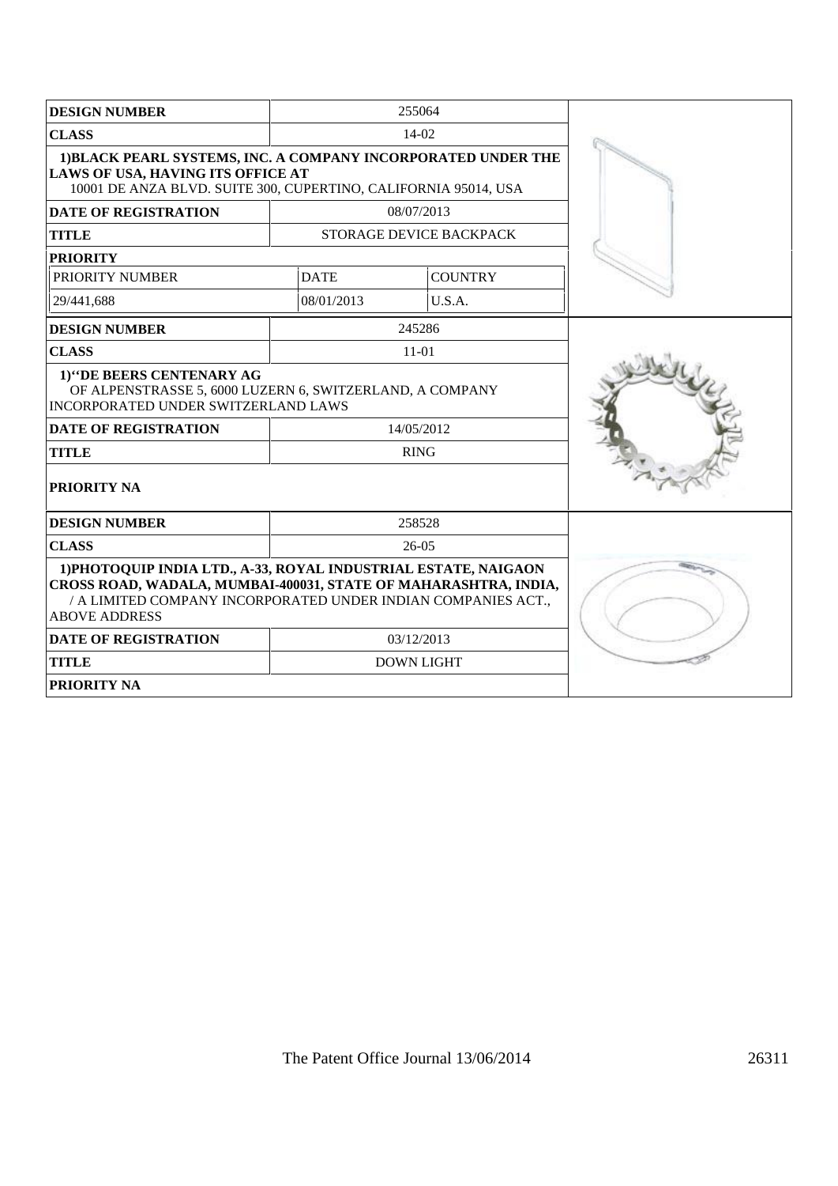| | | |
|---|---|---|
| **DESIGN NUMBER** | 255064 | |
| **CLASS** | 14-02 | |
| **1)BLACK PEARL SYSTEMS, INC. A COMPANY INCORPORATED UNDER THE LAWS OF USA, HAVING ITS OFFICE AT** 10001 DE ANZA BLVD. SUITE 300, CUPERTINO, CALIFORNIA 95014, USA | | |
| **DATE OF REGISTRATION** | 08/07/2013 | |
| **TITLE** | STORAGE DEVICE BACKPACK | |
| **PRIORITY** | | |
| PRIORITY NUMBER | DATE | COUNTRY |
| 29/441,688 | 08/01/2013 | U.S.A. |

| | |
|---|---|
| **DESIGN NUMBER** | 245286 |
| **CLASS** | 11-01 |
| **1)''DE BEERS CENTENARY AG** OF ALPENSTRASSE 5, 6000 LUZERN 6, SWITZERLAND, A COMPANY INCORPORATED UNDER SWITZERLAND LAWS | |
| **DATE OF REGISTRATION** | 14/05/2012 |
| **TITLE** | RING |
| **PRIORITY NA** | |

| | |
|---|---|
| **DESIGN NUMBER** | 258528 |
| **CLASS** | 26-05 |
| **1)PHOTOQUIP INDIA LTD., A-33, ROYAL INDUSTRIAL ESTATE, NAIGAON CROSS ROAD, WADALA, MUMBAI-400031, STATE OF MAHARASHTRA, INDIA,** / A LIMITED COMPANY INCORPORATED UNDER INDIAN COMPANIES ACT., ABOVE ADDRESS | |
| **DATE OF REGISTRATION** | 03/12/2013 |
| **TITLE** | DOWN LIGHT |
| **PRIORITY NA** | |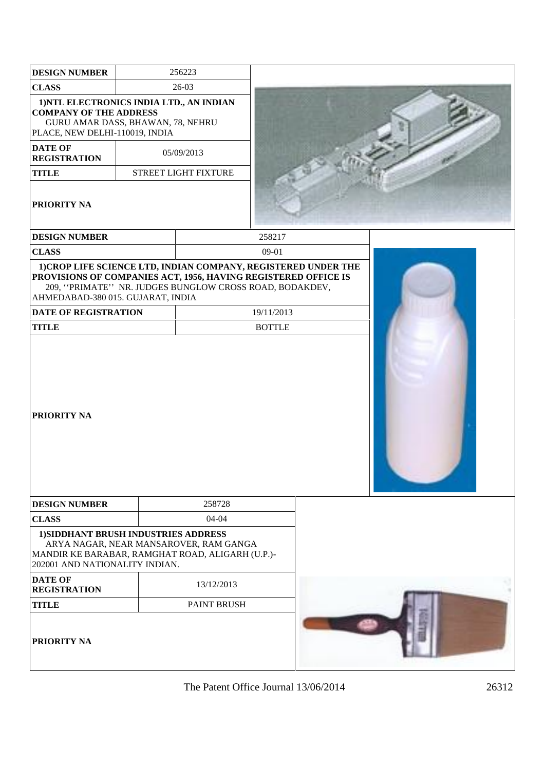| | |
|---|---|
| **DESIGN NUMBER** | 256223 |
| **CLASS** | 26-03 |
| **1)NTL ELECTRONICS INDIA LTD., AN INDIAN COMPANY OF THE ADDRESS** GURU AMAR DASS, BHAWAN, 78, NEHRU PLACE, NEW DELHI-110019, INDIA | |
| **DATE OF REGISTRATION** | 05/09/2013 |
| **TITLE** | STREET LIGHT FIXTURE |
| **PRIORITY NA** | |

| | |
|---|---|
| **DESIGN NUMBER** | 258217 |
| **CLASS** | 09-01 |
| **1)CROP LIFE SCIENCE LTD, INDIAN COMPANY, REGISTERED UNDER THE PROVISIONS OF COMPANIES ACT, 1956, HAVING REGISTERED OFFICE IS** 209, ''PRIMATE'' NR. JUDGES BUNGLOW CROSS ROAD, BODAKDEV, AHMEDABAD-380 015. GUJARAT, INDIA | |
| **DATE OF REGISTRATION** | 19/11/2013 |
| **TITLE** | BOTTLE |
| **PRIORITY NA** | |

| | |
|---|---|
| **DESIGN NUMBER** | 258728 |
| **CLASS** | 04-04 |
| **1)SIDDHANT BRUSH INDUSTRIES ADDRESS** ARYA NAGAR, NEAR MANSAROVER, RAM GANGA MANDIR KE BARABAR, RAMGHAT ROAD, ALIGARH (U.P.)-202001 AND NATIONALITY INDIAN. | |
| **DATE OF REGISTRATION** | 13/12/2013 |
| **TITLE** | PAINT BRUSH |
| **PRIORITY NA** | |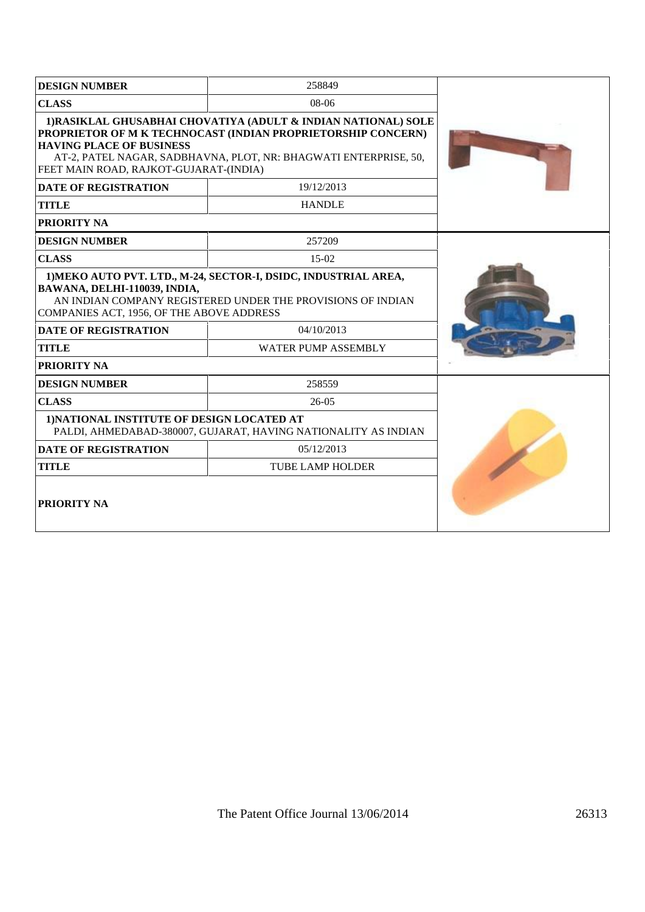| | |
|---|---|
| **DESIGN NUMBER** | 258849 |
| **CLASS** | 08-06 |
| **1)RASIKLAL GHUSABHAI CHOVATIYA (ADULT & INDIAN NATIONAL) SOLE PROPRIETOR OF M K TECHNOCAST (INDIAN PROPRIETORSHIP CONCERN) HAVING PLACE OF BUSINESS** AT-2, PATEL NAGAR, SADBHAVNA, PLOT, NR: BHAGWATI ENTERPRISE, 50, FEET MAIN ROAD, RAJKOT-GUJARAT-(INDIA) | |
| **DATE OF REGISTRATION** | 19/12/2013 |
| **TITLE** | HANDLE |
| **PRIORITY NA** | |

| | |
|---|---|
| **DESIGN NUMBER** | 257209 |
| **CLASS** | 15-02 |
| **1)MEKO AUTO PVT. LTD., M-24, SECTOR-I, DSIDC, INDUSTRIAL AREA, BAWANA, DELHI-110039, INDIA,** AN INDIAN COMPANY REGISTERED UNDER THE PROVISIONS OF INDIAN COMPANIES ACT, 1956, OF THE ABOVE ADDRESS | |
| **DATE OF REGISTRATION** | 04/10/2013 |
| **TITLE** | WATER PUMP ASSEMBLY |
| **PRIORITY NA** | |

| | |
|---|---|
| **DESIGN NUMBER** | 258559 |
| **CLASS** | 26-05 |
| **1)NATIONAL INSTITUTE OF DESIGN LOCATED AT** PALDI, AHMEDABAD-380007, GUJARAT, HAVING NATIONALITY AS INDIAN | |
| **DATE OF REGISTRATION** | 05/12/2013 |
| **TITLE** | TUBE LAMP HOLDER |
| **PRIORITY NA** | |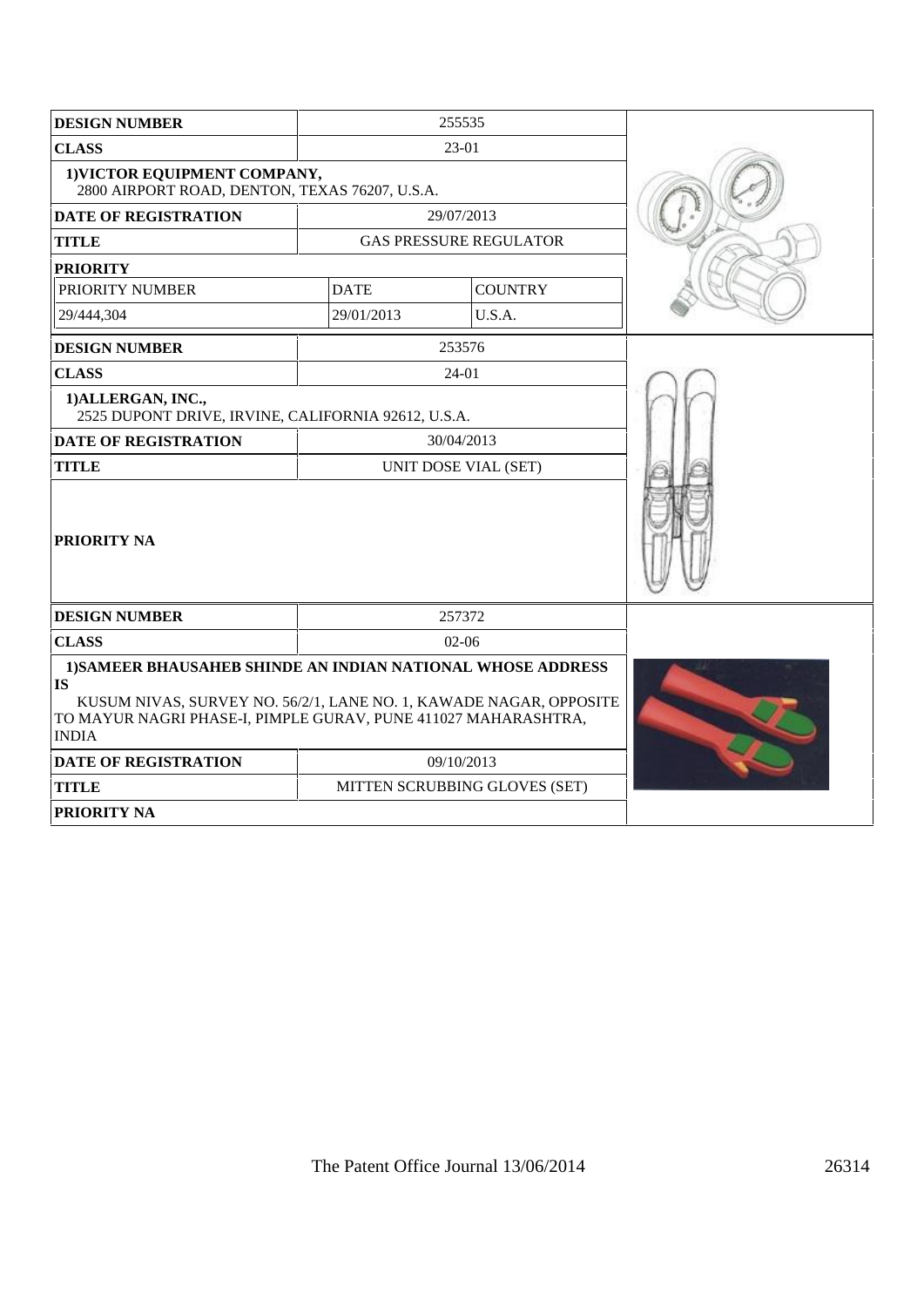| | | | |
|---|---|---|---|
| **DESIGN NUMBER** | 255535 | | |
| **CLASS** | 23-01 | | |
| **1)VICTOR EQUIPMENT COMPANY,** 2800 AIRPORT ROAD, DENTON, TEXAS 76207, U.S.A. | | | |
| **DATE OF REGISTRATION** | 29/07/2013 | | |
| **TITLE** | GAS PRESSURE REGULATOR | | |
| **PRIORITY** | | | |
| PRIORITY NUMBER | DATE | COUNTRY | |
| 29/444,304 | 29/01/2013 | U.S.A. | |

| | | |
|---|---|---|
| **DESIGN NUMBER** | 253576 | |
| **CLASS** | 24-01 | |
| **1)ALLERGAN, INC.,** 2525 DUPONT DRIVE, IRVINE, CALIFORNIA 92612, U.S.A. | | |
| **DATE OF REGISTRATION** | 30/04/2013 | |
| **TITLE** | UNIT DOSE VIAL (SET) | |
| **PRIORITY NA** | | |

| | | |
|---|---|---|
| **DESIGN NUMBER** | 257372 | |
| **CLASS** | 02-06 | |
| **1)SAMEER BHAUSAHEB SHINDE AN INDIAN NATIONAL WHOSE ADDRESS IS** KUSUM NIVAS, SURVEY NO. 56/2/1, LANE NO. 1, KAWADE NAGAR, OPPOSITE TO MAYUR NAGRI PHASE-I, PIMPLE GURAV, PUNE 411027 MAHARASHTRA, INDIA | | |
| **DATE OF REGISTRATION** | 09/10/2013 | |
| **TITLE** | MITTEN SCRUBBING GLOVES (SET) | |
| **PRIORITY NA** | | |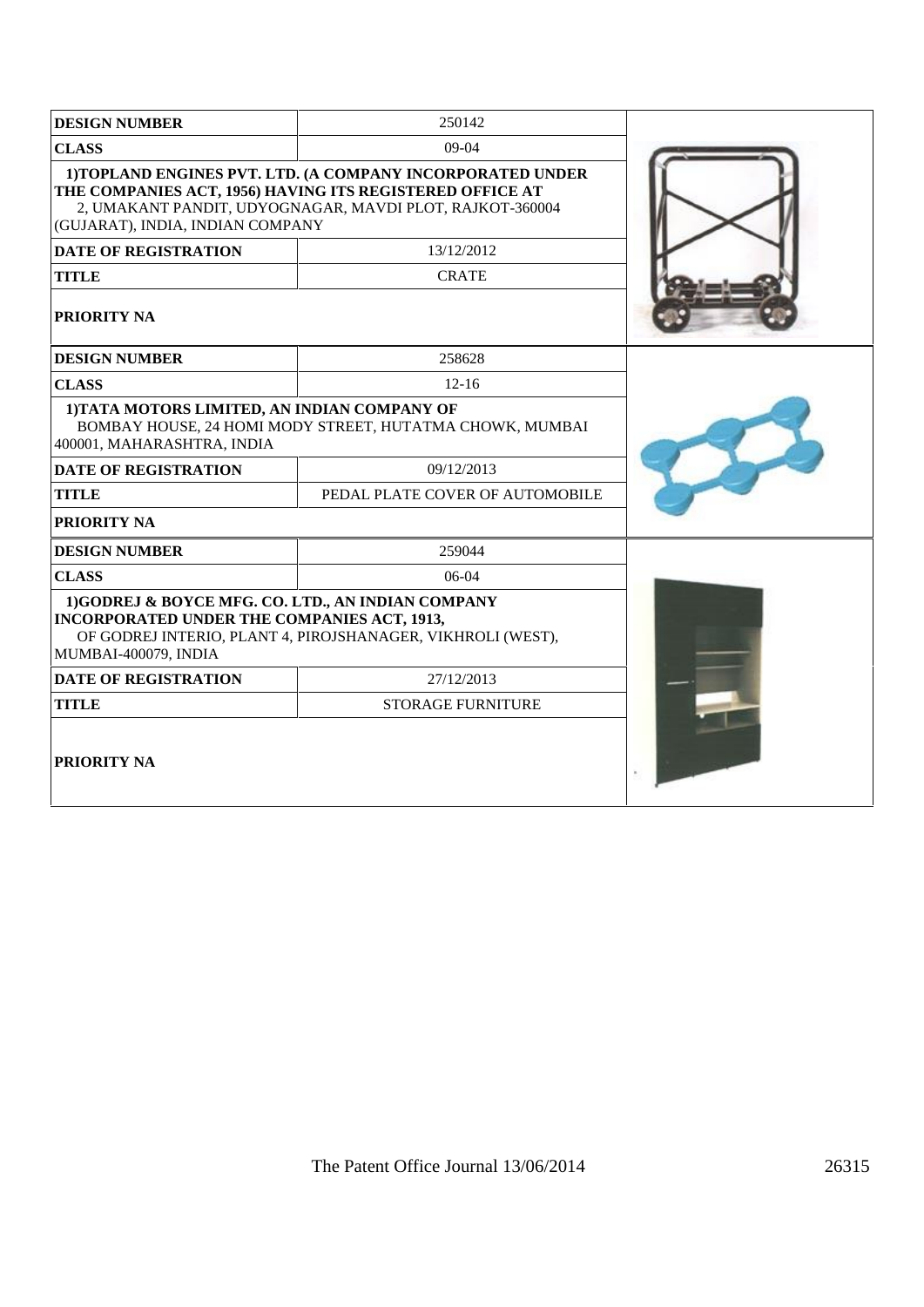| | |
|---|---|
| **DESIGN NUMBER** | 250142 |
| **CLASS** | 09-04 |
| **1)TOPLAND ENGINES PVT. LTD. (A COMPANY INCORPORATED UNDER THE COMPANIES ACT, 1956) HAVING ITS REGISTERED OFFICE AT** 2, UMAKANT PANDIT, UDYOGNAGAR, MAVDI PLOT, RAJKOT-360004 (GUJARAT), INDIA, INDIAN COMPANY | |
| **DATE OF REGISTRATION** | 13/12/2012 |
| **TITLE** | CRATE |
| **PRIORITY NA** | |

| | |
|---|---|
| **DESIGN NUMBER** | 258628 |
| **CLASS** | 12-16 |
| **1)TATA MOTORS LIMITED, AN INDIAN COMPANY OF** BOMBAY HOUSE, 24 HOMI MODY STREET, HUTATMA CHOWK, MUMBAI 400001, MAHARASHTRA, INDIA | |
| **DATE OF REGISTRATION** | 09/12/2013 |
| **TITLE** | PEDAL PLATE COVER OF AUTOMOBILE |
| **PRIORITY NA** | |

| | |
|---|---|
| **DESIGN NUMBER** | 259044 |
| **CLASS** | 06-04 |
| **1)GODREJ & BOYCE MFG. CO. LTD., AN INDIAN COMPANY INCORPORATED UNDER THE COMPANIES ACT, 1913,** OF GODREJ INTERIO, PLANT 4, PIROJSHANAGER, VIKHROLI (WEST), MUMBAI-400079, INDIA | |
| **DATE OF REGISTRATION** | 27/12/2013 |
| **TITLE** | STORAGE FURNITURE |
| **PRIORITY NA** | |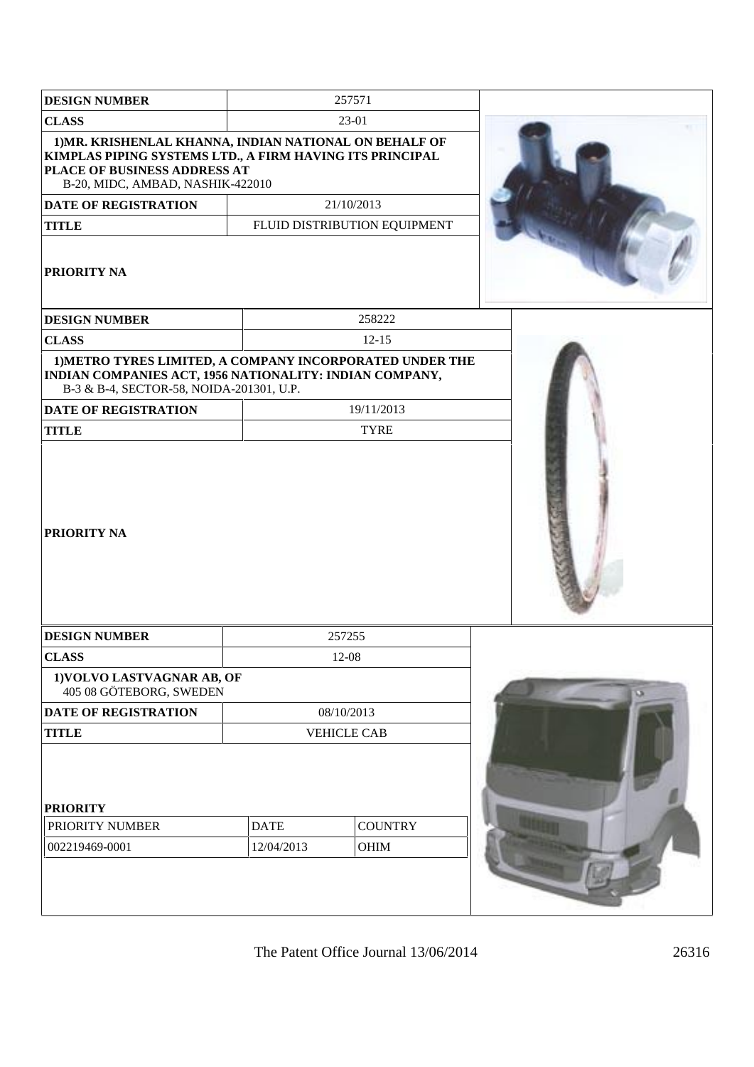| | |
|---|---|
| **DESIGN NUMBER** | 257571 |
| **CLASS** | 23-01 |
| **1)MR. KRISHENLAL KHANNA, INDIAN NATIONAL ON BEHALF OF KIMPLAS PIPING SYSTEMS LTD., A FIRM HAVING ITS PRINCIPAL PLACE OF BUSINESS ADDRESS AT** B-20, MIDC, AMBAD, NASHIK-422010 | |
| **DATE OF REGISTRATION** | 21/10/2013 |
| **TITLE** | FLUID DISTRIBUTION EQUIPMENT |
| **PRIORITY NA** | |

| | |
|---|---|
| **DESIGN NUMBER** | 258222 |
| **CLASS** | 12-15 |
| **1)METRO TYRES LIMITED, A COMPANY INCORPORATED UNDER THE INDIAN COMPANIES ACT, 1956 NATIONALITY: INDIAN COMPANY,** B-3 & B-4, SECTOR-58, NOIDA-201301, U.P. | |
| **DATE OF REGISTRATION** | 19/11/2013 |
| **TITLE** | TYRE |
| **PRIORITY NA** | |

| | | |
|---|---|---|
| **DESIGN NUMBER** | 257255 | |
| **CLASS** | 12-08 | |
| **1)VOLVO LASTVAGNAR AB, OF** 405 08 GÖTEBORG, SWEDEN | | |
| **DATE OF REGISTRATION** | 08/10/2013 | |
| **TITLE** | VEHICLE CAB | |
| **PRIORITY** | | |
| PRIORITY NUMBER | DATE | COUNTRY |
| 002219469-0001 | 12/04/2013 | OHIM |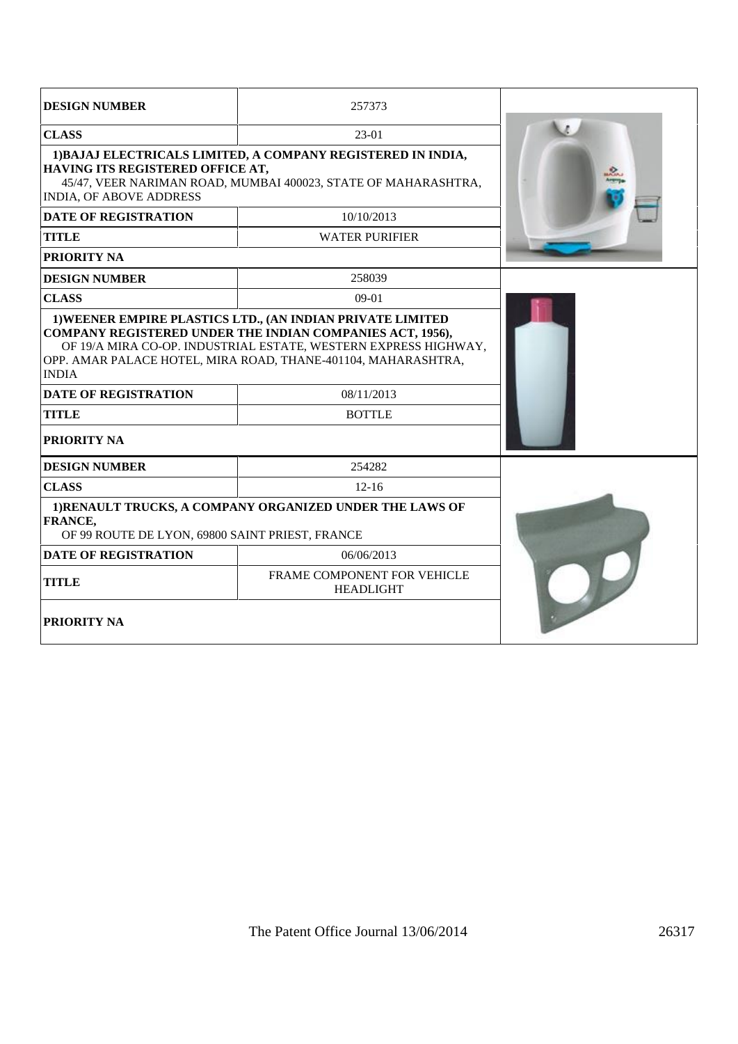| | |
|---|---|
| **DESIGN NUMBER** | 257373 |
| **CLASS** | 23-01 |
| **1)BAJAJ ELECTRICALS LIMITED, A COMPANY REGISTERED IN INDIA, HAVING ITS REGISTERED OFFICE AT,** 45/47, VEER NARIMAN ROAD, MUMBAI 400023, STATE OF MAHARASHTRA, INDIA, OF ABOVE ADDRESS | |
| **DATE OF REGISTRATION** | 10/10/2013 |
| **TITLE** | WATER PURIFIER |
| **PRIORITY NA** | |

| | |
|---|---|
| **DESIGN NUMBER** | 258039 |
| **CLASS** | 09-01 |
| **1)WEENER EMPIRE PLASTICS LTD., (AN INDIAN PRIVATE LIMITED COMPANY REGISTERED UNDER THE INDIAN COMPANIES ACT, 1956),** OF 19/A MIRA CO-OP. INDUSTRIAL ESTATE, WESTERN EXPRESS HIGHWAY, OPP. AMAR PALACE HOTEL, MIRA ROAD, THANE-401104, MAHARASHTRA, INDIA | |
| **DATE OF REGISTRATION** | 08/11/2013 |
| **TITLE** | BOTTLE |
| **PRIORITY NA** | |

| | |
|---|---|
| **DESIGN NUMBER** | 254282 |
| **CLASS** | 12-16 |
| **1)RENAULT TRUCKS, A COMPANY ORGANIZED UNDER THE LAWS OF FRANCE,** OF 99 ROUTE DE LYON, 69800 SAINT PRIEST, FRANCE | |
| **DATE OF REGISTRATION** | 06/06/2013 |
| **TITLE** | FRAME COMPONENT FOR VEHICLE HEADLIGHT |
| **PRIORITY NA** | |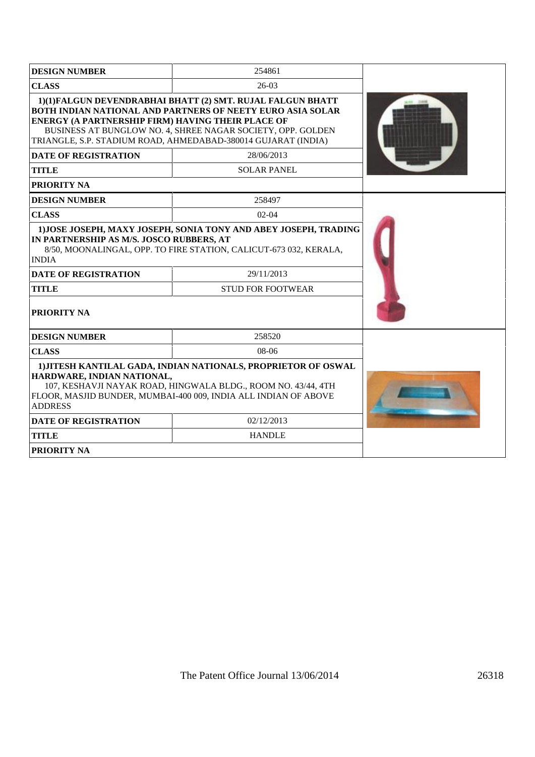| | |
|---|---|
| **DESIGN NUMBER** | 254861 |
| **CLASS** | 26-03 |
| **1)(1)FALGUN DEVENDRABHAI BHATT (2) SMT. RUJAL FALGUN BHATT BOTH INDIAN NATIONAL AND PARTNERS OF NEETY EURO ASIA SOLAR ENERGY (A PARTNERSHIP FIRM) HAVING THEIR PLACE OF** BUSINESS AT BUNGLOW NO. 4, SHREE NAGAR SOCIETY, OPP. GOLDEN TRIANGLE, S.P. STADIUM ROAD, AHMEDABAD-380014 GUJARAT (INDIA) | |
| **DATE OF REGISTRATION** | 28/06/2013 |
| **TITLE** | SOLAR PANEL |
| **PRIORITY NA** | |

| | |
|---|---|
| **DESIGN NUMBER** | 258497 |
| **CLASS** | 02-04 |
| **1)JOSE JOSEPH, MAXY JOSEPH, SONIA TONY AND ABEY JOSEPH, TRADING IN PARTNERSHIP AS M/S. JOSCO RUBBERS, AT** 8/50, MOONALINGAL, OPP. TO FIRE STATION, CALICUT-673 032, KERALA, INDIA | |
| **DATE OF REGISTRATION** | 29/11/2013 |
| **TITLE** | STUD FOR FOOTWEAR |
| **PRIORITY NA** | |

| | |
|---|---|
| **DESIGN NUMBER** | 258520 |
| **CLASS** | 08-06 |
| **1)JITESH KANTILAL GADA, INDIAN NATIONALS, PROPRIETOR OF OSWAL HARDWARE, INDIAN NATIONAL,** 107, KESHAVJI NAYAK ROAD, HINGWALA BLDG., ROOM NO. 43/44, 4TH FLOOR, MASJID BUNDER, MUMBAI-400 009, INDIA ALL INDIAN OF ABOVE ADDRESS | |
| **DATE OF REGISTRATION** | 02/12/2013 |
| **TITLE** | HANDLE |
| **PRIORITY NA** | |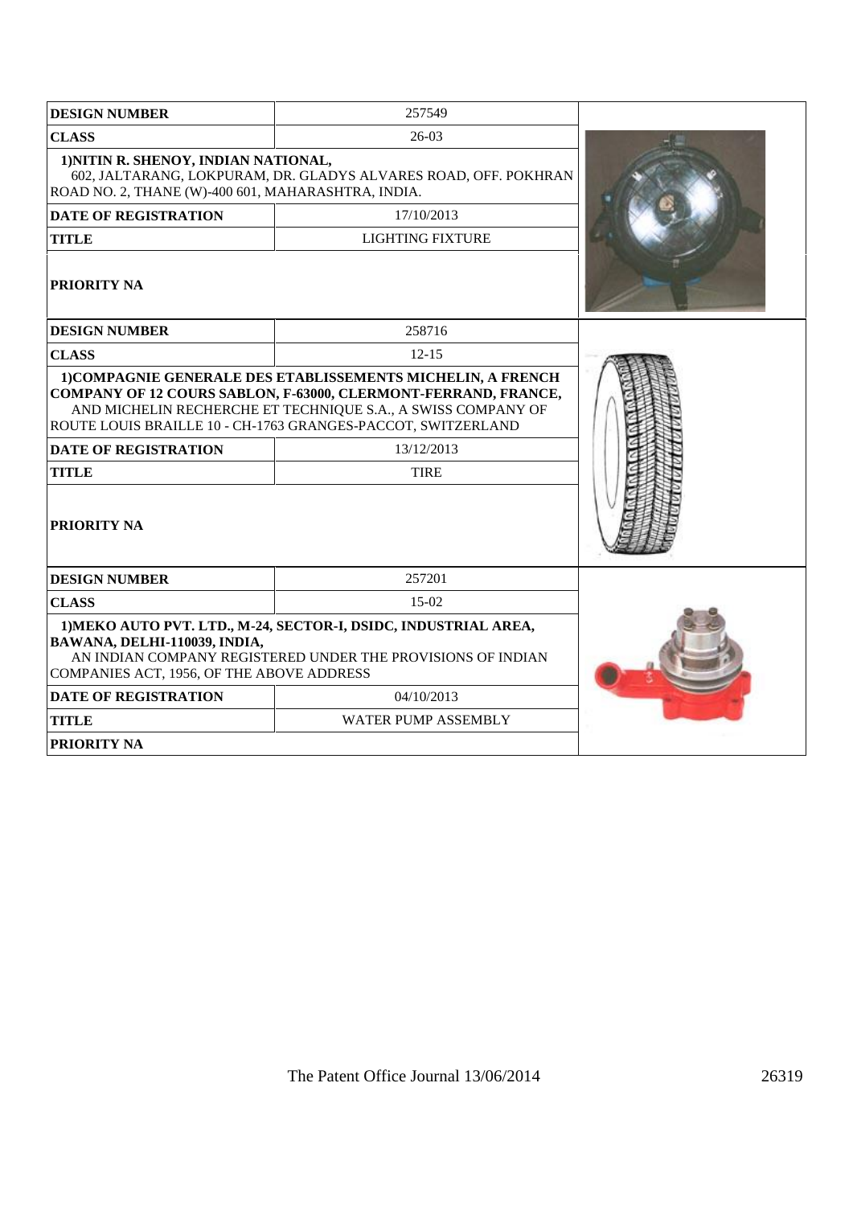| | |
|---|---|
| **DESIGN NUMBER** | 257549 |
| **CLASS** | 26-03 |
| **1)NITIN R. SHENOY, INDIAN NATIONAL,** 602, JALTARANG, LOKPURAM, DR. GLADYS ALVARES ROAD, OFF. POKHRAN ROAD NO. 2, THANE (W)-400 601, MAHARASHTRA, INDIA. | |
| **DATE OF REGISTRATION** | 17/10/2013 |
| **TITLE** | LIGHTING FIXTURE |
| **PRIORITY NA** | |

| | |
|---|---|
| **DESIGN NUMBER** | 258716 |
| **CLASS** | 12-15 |
| **1)COMPAGNIE GENERALE DES ETABLISSEMENTS MICHELIN, A FRENCH COMPANY OF 12 COURS SABLON, F-63000, CLERMONT-FERRAND, FRANCE,** AND MICHELIN RECHERCHE ET TECHNIQUE S.A., A SWISS COMPANY OF ROUTE LOUIS BRAILLE 10 - CH-1763 GRANGES-PACCOT, SWITZERLAND | |
| **DATE OF REGISTRATION** | 13/12/2013 |
| **TITLE** | TIRE |
| **PRIORITY NA** | |

| | |
|---|---|
| **DESIGN NUMBER** | 257201 |
| **CLASS** | 15-02 |
| **1)MEKO AUTO PVT. LTD., M-24, SECTOR-I, DSIDC, INDUSTRIAL AREA, BAWANA, DELHI-110039, INDIA,** AN INDIAN COMPANY REGISTERED UNDER THE PROVISIONS OF INDIAN COMPANIES ACT, 1956, OF THE ABOVE ADDRESS | |
| **DATE OF REGISTRATION** | 04/10/2013 |
| **TITLE** | WATER PUMP ASSEMBLY |
| **PRIORITY NA** | |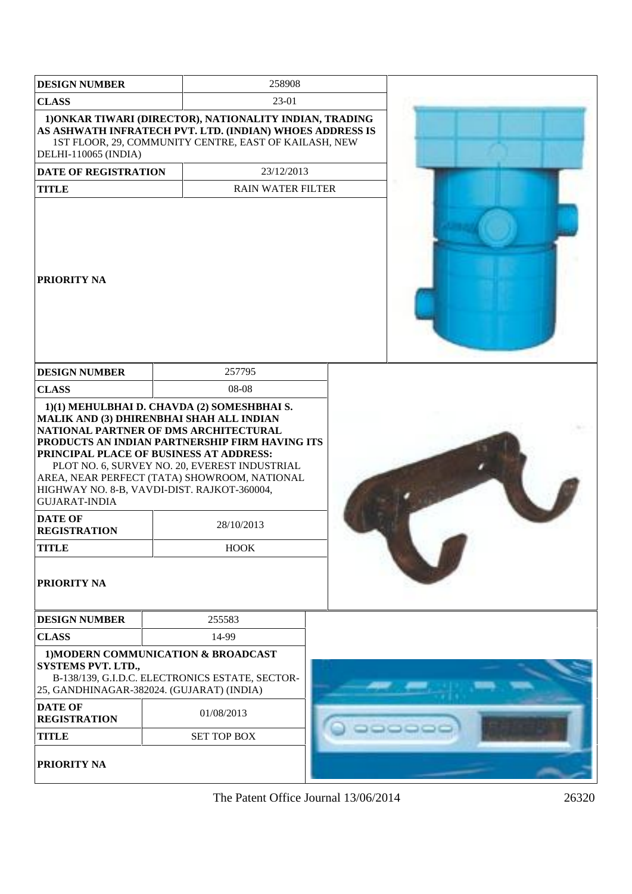| | |
|---|---|
| **DESIGN NUMBER** | 258908 |
| **CLASS** | 23-01 |
| **1)ONKAR TIWARI (DIRECTOR), NATIONALITY INDIAN, TRADING AS ASHWATH INFRATECH PVT. LTD. (INDIAN) WHOES ADDRESS IS** 1ST FLOOR, 29, COMMUNITY CENTRE, EAST OF KAILASH, NEW DELHI-110065 (INDIA) | |
| **DATE OF REGISTRATION** | 23/12/2013 |
| **TITLE** | RAIN WATER FILTER |
| **PRIORITY NA** | |

| | |
|---|---|
| **DESIGN NUMBER** | 257795 |
| **CLASS** | 08-08 |
| **1)(1) MEHULBHAI D. CHAVDA (2) SOMESHBHAI S. MALIK AND (3) DHIRENBHAI SHAH ALL INDIAN NATIONAL PARTNER OF DMS ARCHITECTURAL PRODUCTS AN INDIAN PARTNERSHIP FIRM HAVING ITS PRINCIPAL PLACE OF BUSINESS AT ADDRESS:** PLOT NO. 6, SURVEY NO. 20, EVEREST INDUSTRIAL AREA, NEAR PERFECT (TATA) SHOWROOM, NATIONAL HIGHWAY NO. 8-B, VAVDI-DIST. RAJKOT-360004, GUJARAT-INDIA | |
| **DATE OF REGISTRATION** | 28/10/2013 |
| **TITLE** | HOOK |
| **PRIORITY NA** | |

| | |
|---|---|
| **DESIGN NUMBER** | 255583 |
| **CLASS** | 14-99 |
| **1)MODERN COMMUNICATION & BROADCAST SYSTEMS PVT. LTD.,** B-138/139, G.I.D.C. ELECTRONICS ESTATE, SECTOR-25, GANDHINAGAR-382024. (GUJARAT) (INDIA) | |
| **DATE OF REGISTRATION** | 01/08/2013 |
| **TITLE** | SET TOP BOX |
| **PRIORITY NA** | |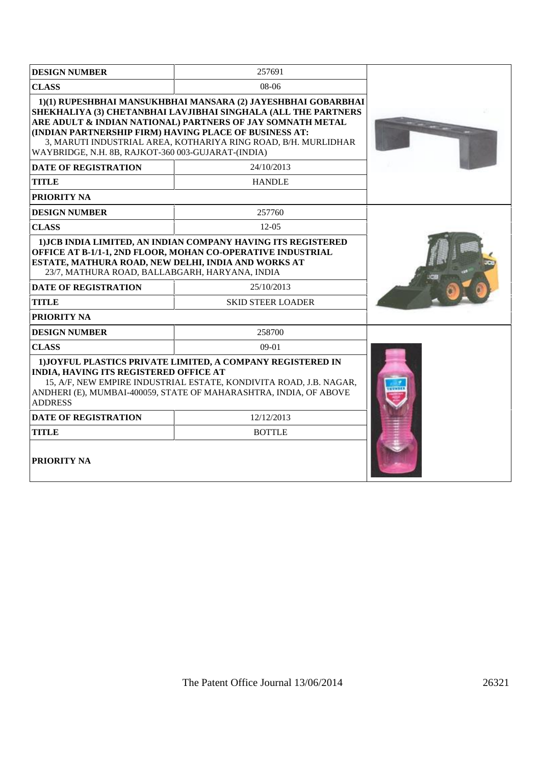| | |
|---|---|
| **DESIGN NUMBER** | 257691 |
| **CLASS** | 08-06 |
| **1)(1) RUPESHBHAI MANSUKHBHAI MANSARA (2) JAYESHBHAI GOBARBHAI SHEKHALIYA (3) CHETANBHAI LAVJIBHAI SINGHALA (ALL THE PARTNERS ARE ADULT & INDIAN NATIONAL) PARTNERS OF JAY SOMNATH METAL (INDIAN PARTNERSHIP FIRM) HAVING PLACE OF BUSINESS AT:** 3, MARUTI INDUSTRIAL AREA, KOTHARIYA RING ROAD, B/H. MURLIDHAR WAYBRIDGE, N.H. 8B, RAJKOT-360 003-GUJARAT-(INDIA) | |
| **DATE OF REGISTRATION** | 24/10/2013 |
| **TITLE** | HANDLE |
| **PRIORITY NA** | |

| | |
|---|---|
| **DESIGN NUMBER** | 257760 |
| **CLASS** | 12-05 |
| **1)JCB INDIA LIMITED, AN INDIAN COMPANY HAVING ITS REGISTERED OFFICE AT B-1/1-1, 2ND FLOOR, MOHAN CO-OPERATIVE INDUSTRIAL ESTATE, MATHURA ROAD, NEW DELHI, INDIA AND WORKS AT** 23/7, MATHURA ROAD, BALLABGARH, HARYANA, INDIA | |
| **DATE OF REGISTRATION** | 25/10/2013 |
| **TITLE** | SKID STEER LOADER |
| **PRIORITY NA** | |

| | |
|---|---|
| **DESIGN NUMBER** | 258700 |
| **CLASS** | 09-01 |
| **1)JOYFUL PLASTICS PRIVATE LIMITED, A COMPANY REGISTERED IN INDIA, HAVING ITS REGISTERED OFFICE AT** 15, A/F, NEW EMPIRE INDUSTRIAL ESTATE, KONDIVITA ROAD, J.B. NAGAR, ANDHERI (E), MUMBAI-400059, STATE OF MAHARASHTRA, INDIA, OF ABOVE ADDRESS | |
| **DATE OF REGISTRATION** | 12/12/2013 |
| **TITLE** | BOTTLE |
| **PRIORITY NA** | |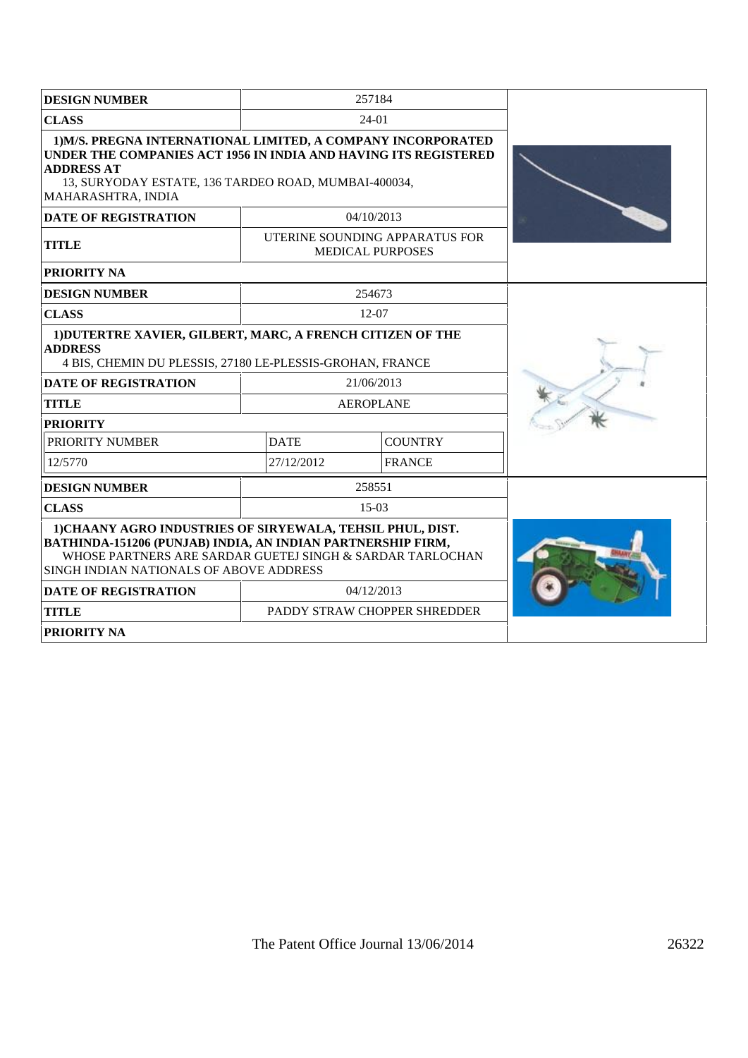| | |
|---|---|
| **DESIGN NUMBER** | 257184 |
| **CLASS** | 24-01 |
| **1)M/S. PREGNA INTERNATIONAL LIMITED, A COMPANY INCORPORATED UNDER THE COMPANIES ACT 1956 IN INDIA AND HAVING ITS REGISTERED ADDRESS AT** 13, SURYODAY ESTATE, 136 TARDEO ROAD, MUMBAI-400034, MAHARASHTRA, INDIA | |
| **DATE OF REGISTRATION** | 04/10/2013 |
| **TITLE** | UTERINE SOUNDING APPARATUS FOR MEDICAL PURPOSES |
| **PRIORITY NA** | |

| | |
|---|---|
| **DESIGN NUMBER** | 254673 |
| **CLASS** | 12-07 |
| **1)DUTERTRE XAVIER, GILBERT, MARC, A FRENCH CITIZEN OF THE ADDRESS** 4 BIS, CHEMIN DU PLESSIS, 27180 LE-PLESSIS-GROHAN, FRANCE | |
| **DATE OF REGISTRATION** | 21/06/2013 |
| **TITLE** | AEROPLANE |
| **PRIORITY** | |

| PRIORITY NUMBER | DATE | COUNTRY |
|---|---|---|
| 12/5770 | 27/12/2012 | FRANCE |

| | |
|---|---|
| **DESIGN NUMBER** | 258551 |
| **CLASS** | 15-03 |
| **1)CHAANY AGRO INDUSTRIES OF SIRYEWALA, TEHSIL PHUL, DIST. BATHINDA-151206 (PUNJAB) INDIA, AN INDIAN PARTNERSHIP FIRM,** WHOSE PARTNERS ARE SARDAR GUETEJ SINGH & SARDAR TARLOCHAN SINGH INDIAN NATIONALS OF ABOVE ADDRESS | |
| **DATE OF REGISTRATION** | 04/12/2013 |
| **TITLE** | PADDY STRAW CHOPPER SHREDDER |
| **PRIORITY NA** | |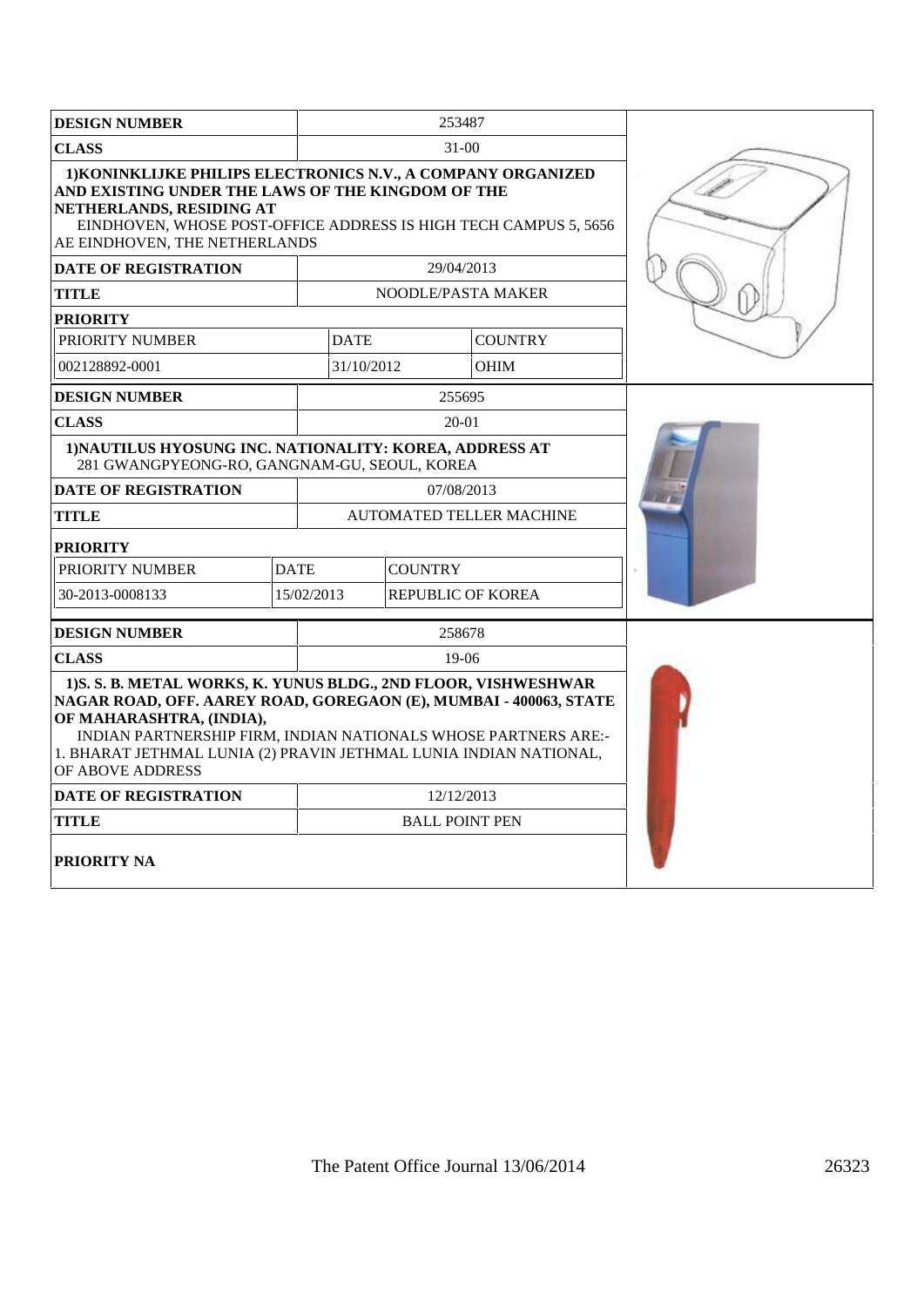| | | | |
|---|---|---|---|
| **DESIGN NUMBER** | 253487 | | |
| **CLASS** | 31-00 | | |
| **1)KONINKLIJKE PHILIPS ELECTRONICS N.V., A COMPANY ORGANIZED AND EXISTING UNDER THE LAWS OF THE KINGDOM OF THE NETHERLANDS, RESIDING AT** EINDHOVEN, WHOSE POST-OFFICE ADDRESS IS HIGH TECH CAMPUS 5, 5656 AE EINDHOVEN, THE NETHERLANDS | | | |
| **DATE OF REGISTRATION** | 29/04/2013 | | |
| **TITLE** | NOODLE/PASTA MAKER | | |
| **PRIORITY** | | | |
| PRIORITY NUMBER | DATE | COUNTRY | |
| 002128892-0001 | 31/10/2012 | OHIM | |

| | | | |
|---|---|---|---|
| **DESIGN NUMBER** | 255695 | | |
| **CLASS** | 20-01 | | |
| **1)NAUTILUS HYOSUNG INC. NATIONALITY: KOREA, ADDRESS AT** 281 GWANGPYEONG-RO, GANGNAM-GU, SEOUL, KOREA | | | |
| **DATE OF REGISTRATION** | 07/08/2013 | | |
| **TITLE** | AUTOMATED TELLER MACHINE | | |
| **PRIORITY** | | | |
| PRIORITY NUMBER | DATE | COUNTRY | |
| 30-2013-0008133 | 15/02/2013 | REPUBLIC OF KOREA | |

| | |
|---|---|
| **DESIGN NUMBER** | 258678 |
| **CLASS** | 19-06 |
| **1)S. S. B. METAL WORKS, K. YUNUS BLDG., 2ND FLOOR, VISHWESHWAR NAGAR ROAD, OFF. AAREY ROAD, GOREGAON (E), MUMBAI - 400063, STATE OF MAHARASHTRA, (INDIA),** INDIAN PARTNERSHIP FIRM, INDIAN NATIONALS WHOSE PARTNERS ARE:- 1. BHARAT JETHMAL LUNIA (2) PRAVIN JETHMAL LUNIA INDIAN NATIONAL, OF ABOVE ADDRESS | |
| **DATE OF REGISTRATION** | 12/12/2013 |
| **TITLE** | BALL POINT PEN |
| **PRIORITY NA** | |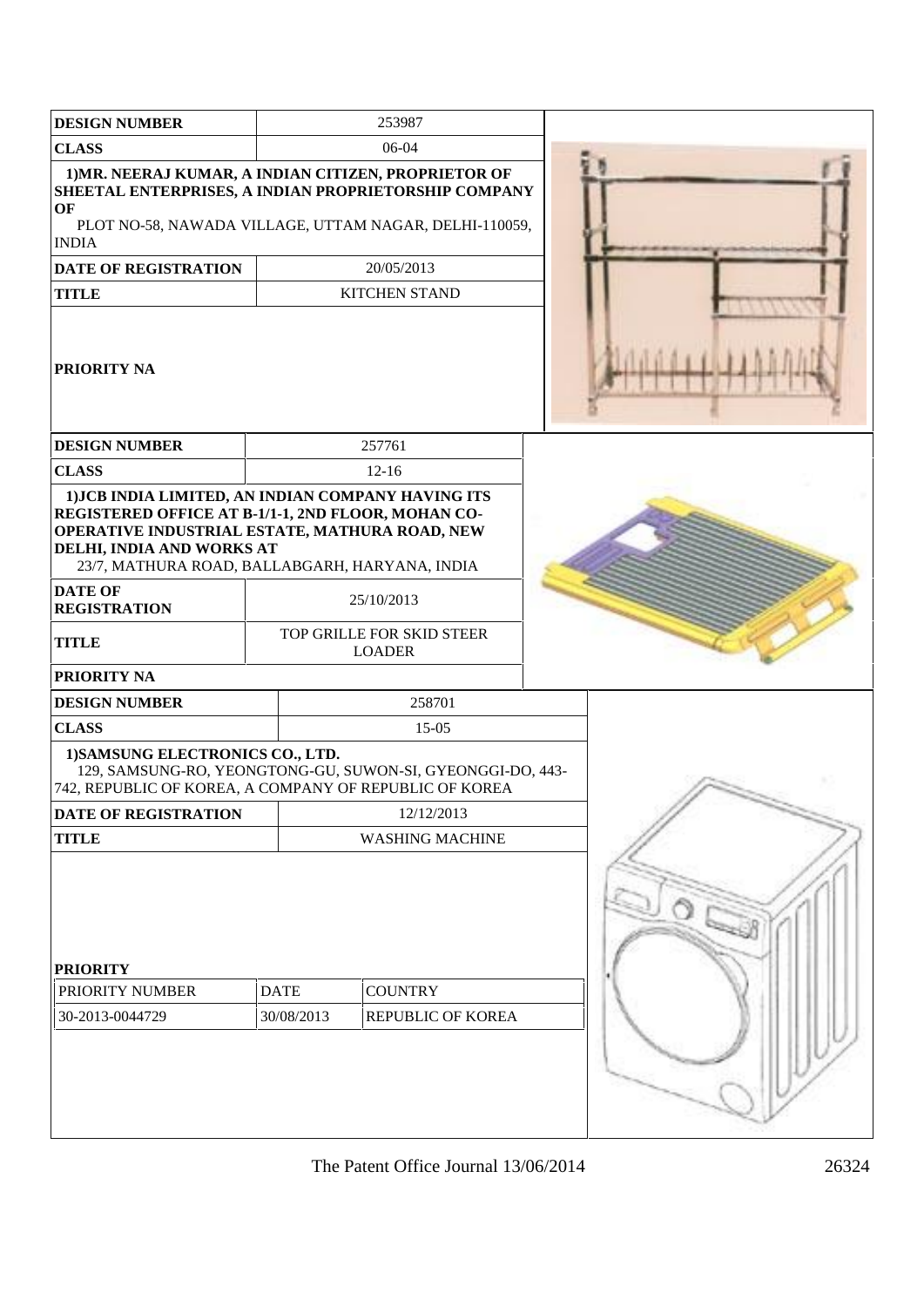| | |
|---|---|
| **DESIGN NUMBER** | 253987 |
| **CLASS** | 06-04 |
| **1)MR. NEERAJ KUMAR, A INDIAN CITIZEN, PROPRIETOR OF SHEETAL ENTERPRISES, A INDIAN PROPRIETORSHIP COMPANY OF** PLOT NO-58, NAWADA VILLAGE, UTTAM NAGAR, DELHI-110059, INDIA | |
| **DATE OF REGISTRATION** | 20/05/2013 |
| **TITLE** | KITCHEN STAND |
| **PRIORITY NA** | |

| | |
|---|---|
| **DESIGN NUMBER** | 257761 |
| **CLASS** | 12-16 |
| **1)JCB INDIA LIMITED, AN INDIAN COMPANY HAVING ITS REGISTERED OFFICE AT B-1/1-1, 2ND FLOOR, MOHAN CO-OPERATIVE INDUSTRIAL ESTATE, MATHURA ROAD, NEW DELHI, INDIA AND WORKS AT** 23/7, MATHURA ROAD, BALLABGARH, HARYANA, INDIA | |
| **DATE OF REGISTRATION** | 25/10/2013 |
| **TITLE** | TOP GRILLE FOR SKID STEER LOADER |
| **PRIORITY NA** | |

| | |
|---|---|
| **DESIGN NUMBER** | 258701 |
| **CLASS** | 15-05 |
| **1)SAMSUNG ELECTRONICS CO., LTD.** 129, SAMSUNG-RO, YEONGTONG-GU, SUWON-SI, GYEONGGI-DO, 443-742, REPUBLIC OF KOREA, A COMPANY OF REPUBLIC OF KOREA | |
| **DATE OF REGISTRATION** | 12/12/2013 |
| **TITLE** | WASHING MACHINE |

**PRIORITY**

| PRIORITY NUMBER | DATE | COUNTRY |
|---|---|---|
| 30-2013-0044729 | 30/08/2013 | REPUBLIC OF KOREA |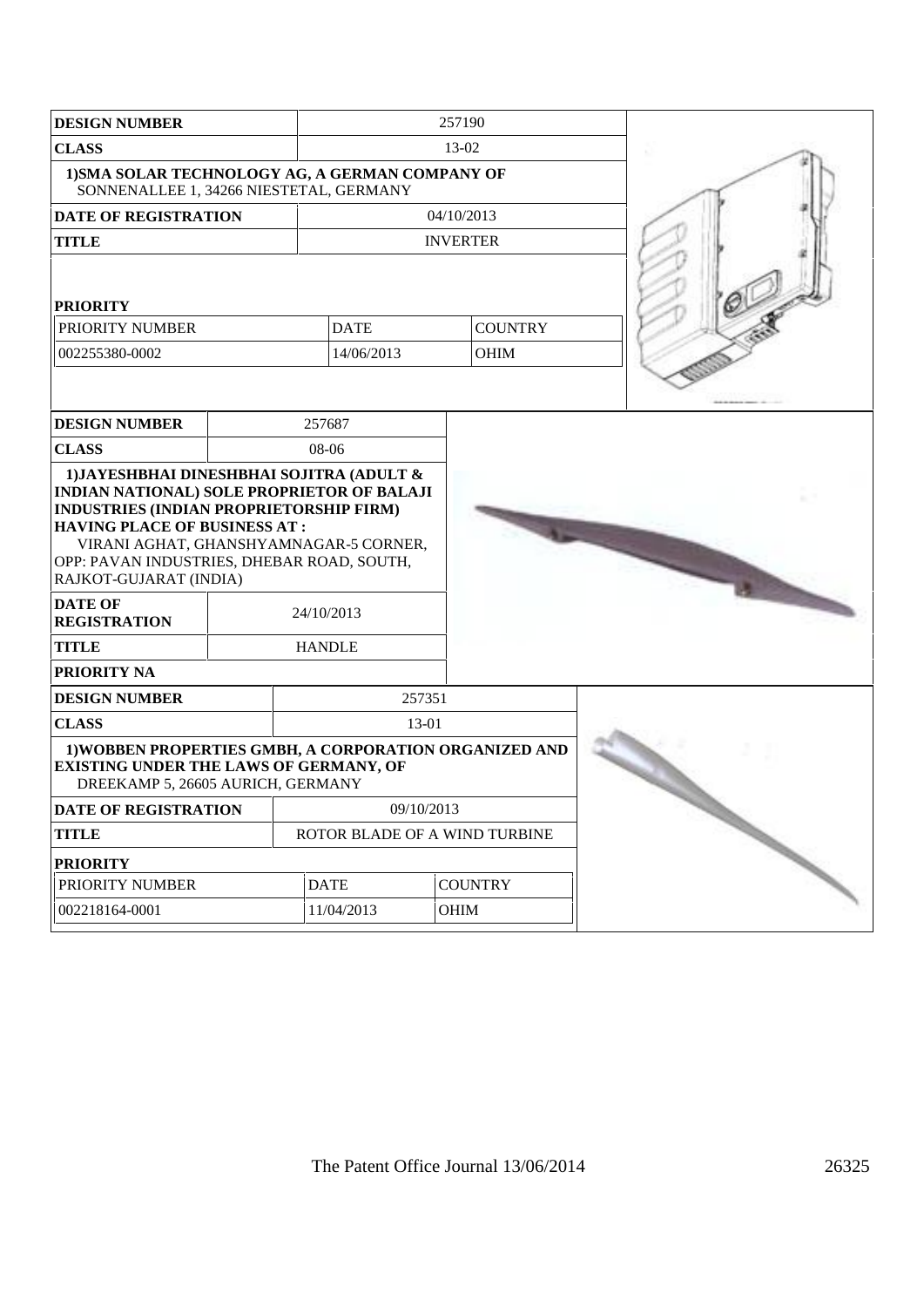| DESIGN NUMBER | 257190 | |
|---|---|---|
| CLASS | 13-02 | |
| 1)SMA SOLAR TECHNOLOGY AG, A GERMAN COMPANY OF SONNENALLEE 1, 34266 NIESTETAL, GERMANY | | |
| DATE OF REGISTRATION | 04/10/2013 | |
| TITLE | INVERTER | |
| PRIORITY | | |
| PRIORITY NUMBER | DATE | COUNTRY |
| 002255380-0002 | 14/06/2013 | OHIM |

| DESIGN NUMBER | 257687 |
|---|---|
| CLASS | 08-06 |
| 1)JAYESHBHAI DINESHBHAI SOJITRA (ADULT & INDIAN NATIONAL) SOLE PROPRIETOR OF BALAJI INDUSTRIES (INDIAN PROPRIETORSHIP FIRM) HAVING PLACE OF BUSINESS AT : VIRANI AGHAT, GHANSHYAMNAGAR-5 CORNER, OPP: PAVAN INDUSTRIES, DHEBAR ROAD, SOUTH, RAJKOT-GUJARAT (INDIA) | |
| DATE OF REGISTRATION | 24/10/2013 |
| TITLE | HANDLE |
| PRIORITY NA | |

| DESIGN NUMBER | 257351 | |
|---|---|---|
| CLASS | 13-01 | |
| 1)WOBBEN PROPERTIES GMBH, A CORPORATION ORGANIZED AND EXISTING UNDER THE LAWS OF GERMANY, OF DREEKAMP 5, 26605 AURICH, GERMANY | | |
| DATE OF REGISTRATION | 09/10/2013 | |
| TITLE | ROTOR BLADE OF A WIND TURBINE | |
| PRIORITY | | |
| PRIORITY NUMBER | DATE | COUNTRY |
| 002218164-0001 | 11/04/2013 | OHIM |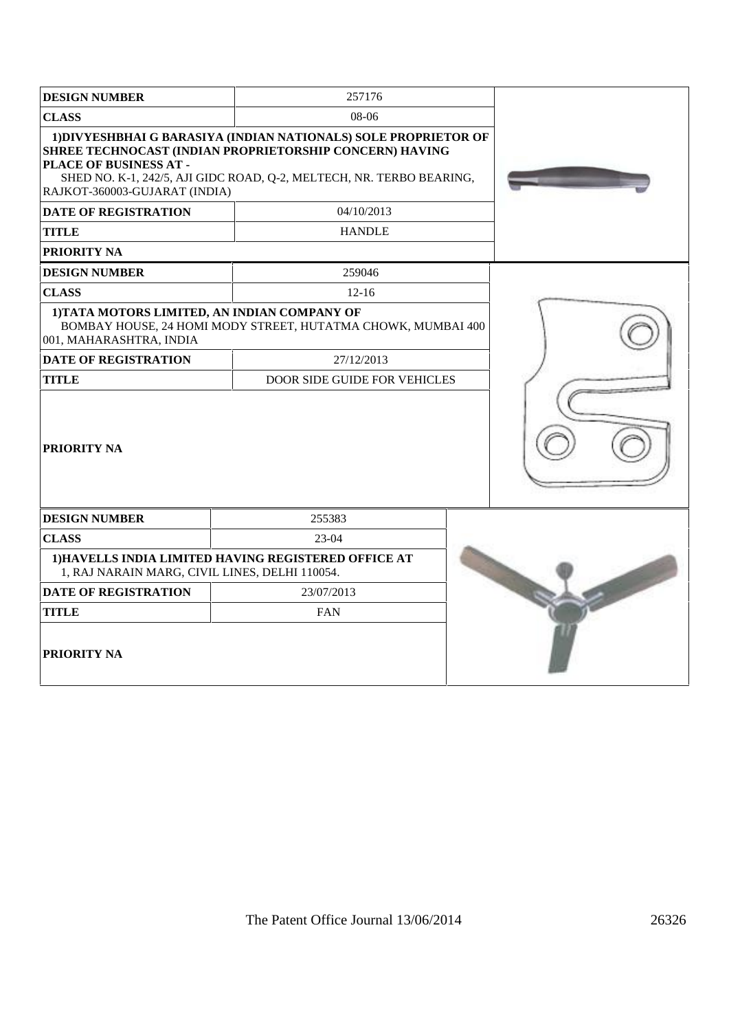| | |
|---|---|
| **DESIGN NUMBER** | 257176 |
| **CLASS** | 08-06 |
| **1)DIVYESHBHAI G BARASIYA (INDIAN NATIONALS) SOLE PROPRIETOR OF SHREE TECHNOCAST (INDIAN PROPRIETORSHIP CONCERN) HAVING PLACE OF BUSINESS AT -** SHED NO. K-1, 242/5, AJI GIDC ROAD, Q-2, MELTECH, NR. TERBO BEARING, RAJKOT-360003-GUJARAT (INDIA) | |
| **DATE OF REGISTRATION** | 04/10/2013 |
| **TITLE** | HANDLE |
| **PRIORITY NA** | |

| | |
|---|---|
| **DESIGN NUMBER** | 259046 |
| **CLASS** | 12-16 |
| **1)TATA MOTORS LIMITED, AN INDIAN COMPANY OF** BOMBAY HOUSE, 24 HOMI MODY STREET, HUTATMA CHOWK, MUMBAI 400 001, MAHARASHTRA, INDIA | |
| **DATE OF REGISTRATION** | 27/12/2013 |
| **TITLE** | DOOR SIDE GUIDE FOR VEHICLES |
| **PRIORITY NA** | |

| | |
|---|---|
| **DESIGN NUMBER** | 255383 |
| **CLASS** | 23-04 |
| **1)HAVELLS INDIA LIMITED HAVING REGISTERED OFFICE AT** 1, RAJ NARAIN MARG, CIVIL LINES, DELHI 110054. | |
| **DATE OF REGISTRATION** | 23/07/2013 |
| **TITLE** | FAN |
| **PRIORITY NA** | |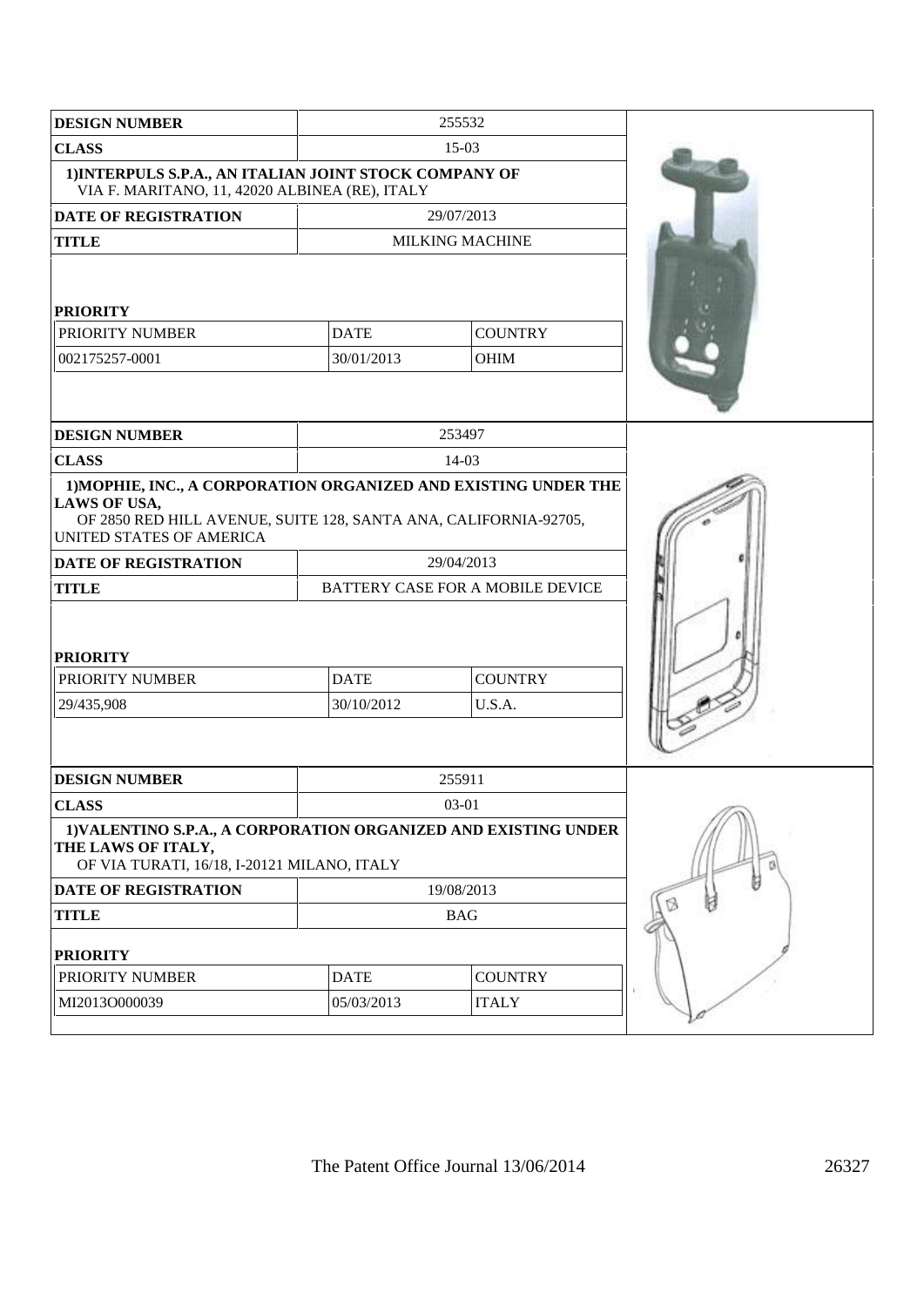| | | |
|---|---|---|
| **DESIGN NUMBER** | 255532 | |
| **CLASS** | 15-03 | |
| **1)INTERPULS S.P.A., AN ITALIAN JOINT STOCK COMPANY OF** VIA F. MARITANO, 11, 42020 ALBINEA (RE), ITALY | | |
| **DATE OF REGISTRATION** | 29/07/2013 | |
| **TITLE** | MILKING MACHINE | |
| **PRIORITY** | | |
| PRIORITY NUMBER | DATE | COUNTRY |
| 002175257-0001 | 30/01/2013 | OHIM |

| | | |
|---|---|---|
| **DESIGN NUMBER** | 253497 | |
| **CLASS** | 14-03 | |
| **1)MOPHIE, INC., A CORPORATION ORGANIZED AND EXISTING UNDER THE LAWS OF USA,** OF 2850 RED HILL AVENUE, SUITE 128, SANTA ANA, CALIFORNIA-92705, UNITED STATES OF AMERICA | | |
| **DATE OF REGISTRATION** | 29/04/2013 | |
| **TITLE** | BATTERY CASE FOR A MOBILE DEVICE | |
| **PRIORITY** | | |
| PRIORITY NUMBER | DATE | COUNTRY |
| 29/435,908 | 30/10/2012 | U.S.A. |

| | | |
|---|---|---|
| **DESIGN NUMBER** | 255911 | |
| **CLASS** | 03-01 | |
| **1)VALENTINO S.P.A., A CORPORATION ORGANIZED AND EXISTING UNDER THE LAWS OF ITALY,** OF VIA TURATI, 16/18, I-20121 MILANO, ITALY | | |
| **DATE OF REGISTRATION** | 19/08/2013 | |
| **TITLE** | BAG | |
| **PRIORITY** | | |
| PRIORITY NUMBER | DATE | COUNTRY |
| MI2013O000039 | 05/03/2013 | ITALY |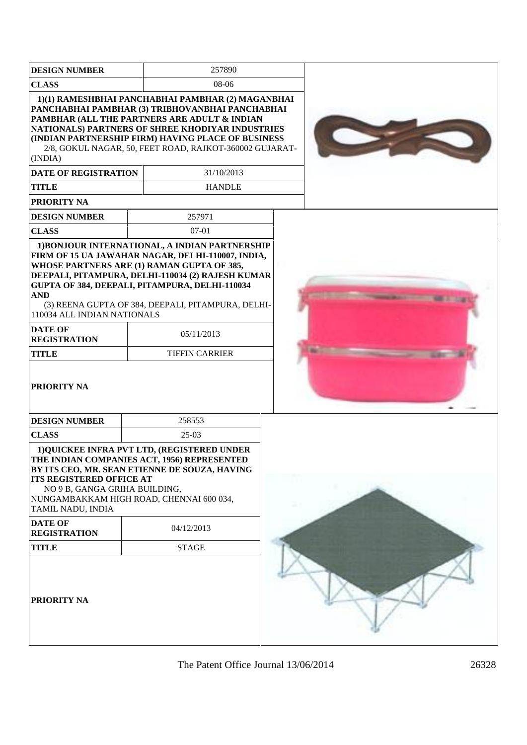| DESIGN NUMBER | 257890 |
| --- | --- |
| CLASS | 08-06 |
| 1)(1) RAMESHBHAI PANCHABHAI PAMBHAR (2) MAGANBHAI PANCHABHAI PAMBHAR (3) TRIBHOVANBHAI PANCHABHAI PAMBHAR (ALL THE PARTNERS ARE ADULT & INDIAN NATIONALS) PARTNERS OF SHREE KHODIYAR INDUSTRIES (INDIAN PARTNERSHIP FIRM) HAVING PLACE OF BUSINESS 2/8, GOKUL NAGAR, 50, FEET ROAD, RAJKOT-360002 GUJARAT-(INDIA) | |
| DATE OF REGISTRATION | 31/10/2013 |
| TITLE | HANDLE |
| PRIORITY NA | |

| DESIGN NUMBER | 257971 |
| --- | --- |
| CLASS | 07-01 |
| 1)BONJOUR INTERNATIONAL, A INDIAN PARTNERSHIP FIRM OF 15 UA JAWAHAR NAGAR, DELHI-110007, INDIA, WHOSE PARTNERS ARE (1) RAMAN GUPTA OF 385, DEEPALI, PITAMPURA, DELHI-110034 (2) RAJESH KUMAR GUPTA OF 384, DEEPALI, PITAMPURA, DELHI-110034 AND (3) REENA GUPTA OF 384, DEEPALI, PITAMPURA, DELHI-110034 ALL INDIAN NATIONALS | |
| DATE OF REGISTRATION | 05/11/2013 |
| TITLE | TIFFIN CARRIER |
| PRIORITY NA | |

| DESIGN NUMBER | 258553 |
| --- | --- |
| CLASS | 25-03 |
| 1)QUICKEE INFRA PVT LTD, (REGISTERED UNDER THE INDIAN COMPANIES ACT, 1956) REPRESENTED BY ITS CEO, MR. SEAN ETIENNE DE SOUZA, HAVING ITS REGISTERED OFFICE AT NO 9 B, GANGA GRIHA BUILDING, NUNGAMBAKKAM HIGH ROAD, CHENNAI 600 034, TAMIL NADU, INDIA | |
| DATE OF REGISTRATION | 04/12/2013 |
| TITLE | STAGE |
| PRIORITY NA | |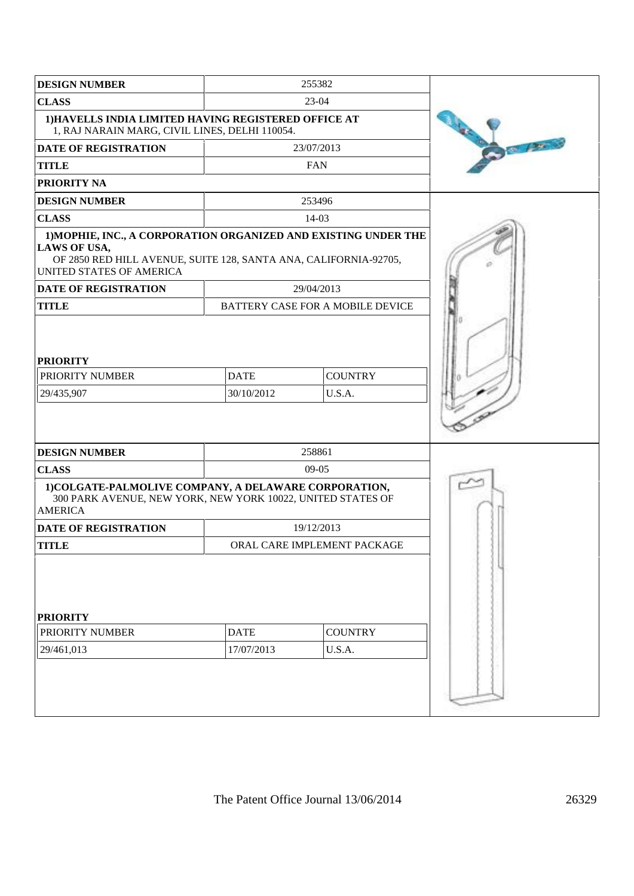| | | |
|---|---|---|
| **DESIGN NUMBER** | 255382 | |
| **CLASS** | 23-04 | |
| **1)HAVELLS INDIA LIMITED HAVING REGISTERED OFFICE AT** 1, RAJ NARAIN MARG, CIVIL LINES, DELHI 110054. | | |
| **DATE OF REGISTRATION** | 23/07/2013 | |
| **TITLE** | FAN | |
| **PRIORITY NA** | | |

| | | |
|---|---|---|
| **DESIGN NUMBER** | 253496 | |
| **CLASS** | 14-03 | |
| **1)MOPHIE, INC., A CORPORATION ORGANIZED AND EXISTING UNDER THE LAWS OF USA,** OF 2850 RED HILL AVENUE, SUITE 128, SANTA ANA, CALIFORNIA-92705, UNITED STATES OF AMERICA | | |
| **DATE OF REGISTRATION** | 29/04/2013 | |
| **TITLE** | BATTERY CASE FOR A MOBILE DEVICE | |
| **PRIORITY** | | |
| PRIORITY NUMBER | DATE | COUNTRY |
| 29/435,907 | 30/10/2012 | U.S.A. |

| | | |
|---|---|---|
| **DESIGN NUMBER** | 258861 | |
| **CLASS** | 09-05 | |
| **1)COLGATE-PALMOLIVE COMPANY, A DELAWARE CORPORATION,** 300 PARK AVENUE, NEW YORK, NEW YORK 10022, UNITED STATES OF AMERICA | | |
| **DATE OF REGISTRATION** | 19/12/2013 | |
| **TITLE** | ORAL CARE IMPLEMENT PACKAGE | |
| **PRIORITY** | | |
| PRIORITY NUMBER | DATE | COUNTRY |
| 29/461,013 | 17/07/2013 | U.S.A. |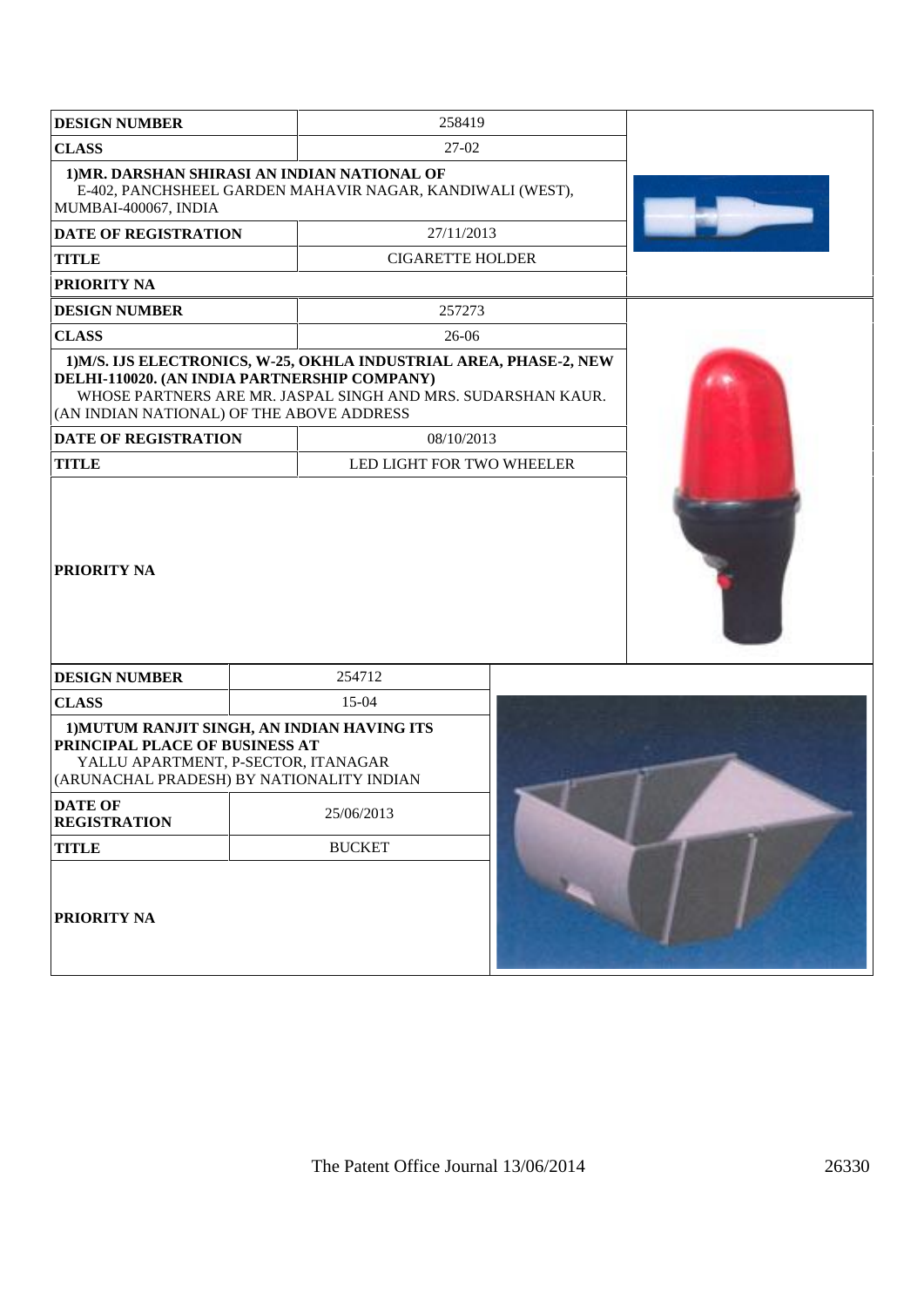| DESIGN NUMBER | 258419 |
|---|---|
| CLASS | 27-02 |
| 1)MR. DARSHAN SHIRASI AN INDIAN NATIONAL OF E-402, PANCHSHEEL GARDEN MAHAVIR NAGAR, KANDIWALI (WEST), MUMBAI-400067, INDIA | |
| DATE OF REGISTRATION | 27/11/2013 |
| TITLE | CIGARETTE HOLDER |
| PRIORITY NA | |

| DESIGN NUMBER | 257273 |
|---|---|
| CLASS | 26-06 |
| 1)M/S. IJS ELECTRONICS, W-25, OKHLA INDUSTRIAL AREA, PHASE-2, NEW DELHI-110020. (AN INDIA PARTNERSHIP COMPANY) WHOSE PARTNERS ARE MR. JASPAL SINGH AND MRS. SUDARSHAN KAUR. (AN INDIAN NATIONAL) OF THE ABOVE ADDRESS | |
| DATE OF REGISTRATION | 08/10/2013 |
| TITLE | LED LIGHT FOR TWO WHEELER |
| PRIORITY NA | |

| DESIGN NUMBER | 254712 |
|---|---|
| CLASS | 15-04 |
| 1)MUTUM RANJIT SINGH, AN INDIAN HAVING ITS PRINCIPAL PLACE OF BUSINESS AT YALLU APARTMENT, P-SECTOR, ITANAGAR (ARUNACHAL PRADESH) BY NATIONALITY INDIAN | |
| DATE OF REGISTRATION | 25/06/2013 |
| TITLE | BUCKET |
| PRIORITY NA | |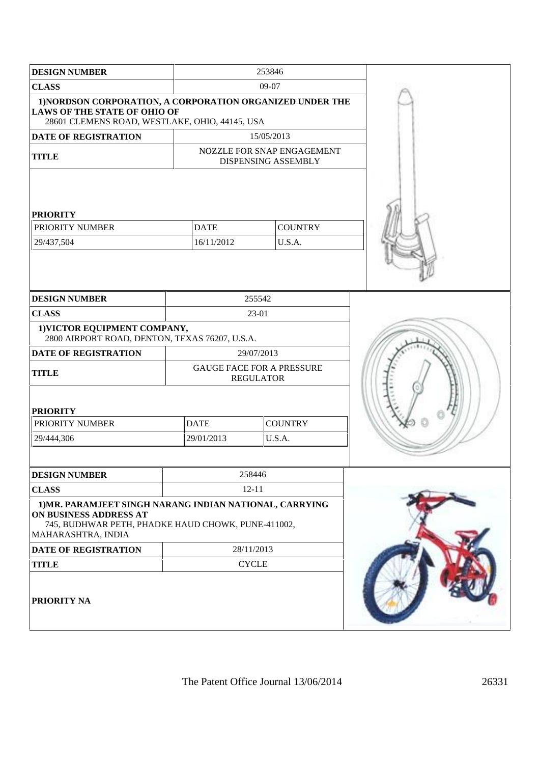| | | | |
|---|---|---|---|
| **DESIGN NUMBER** | 253846 | | |
| **CLASS** | 09-07 | | |
| **1)NORDSON CORPORATION, A CORPORATION ORGANIZED UNDER THE LAWS OF THE STATE OF OHIO OF** 28601 CLEMENS ROAD, WESTLAKE, OHIO, 44145, USA | | | |
| **DATE OF REGISTRATION** | 15/05/2013 | | |
| **TITLE** | NOZZLE FOR SNAP ENGAGEMENT DISPENSING ASSEMBLY | | |
| **PRIORITY** | | | |
| PRIORITY NUMBER | DATE | COUNTRY | |
| 29/437,504 | 16/11/2012 | U.S.A. | |

| | | | |
|---|---|---|---|
| **DESIGN NUMBER** | 255542 | | |
| **CLASS** | 23-01 | | |
| **1)VICTOR EQUIPMENT COMPANY,** 2800 AIRPORT ROAD, DENTON, TEXAS 76207, U.S.A. | | | |
| **DATE OF REGISTRATION** | 29/07/2013 | | |
| **TITLE** | GAUGE FACE FOR A PRESSURE REGULATOR | | |
| **PRIORITY** | | | |
| PRIORITY NUMBER | DATE | COUNTRY | |
| 29/444,306 | 29/01/2013 | U.S.A. | |

| | |
|---|---|
| **DESIGN NUMBER** | 258446 |
| **CLASS** | 12-11 |
| **1)MR. PARAMJEET SINGH NARANG INDIAN NATIONAL, CARRYING ON BUSINESS ADDRESS AT** 745, BUDHWAR PETH, PHADKE HAUD CHOWK, PUNE-411002, MAHARASHTRA, INDIA | |
| **DATE OF REGISTRATION** | 28/11/2013 |
| **TITLE** | CYCLE |
| **PRIORITY NA** | |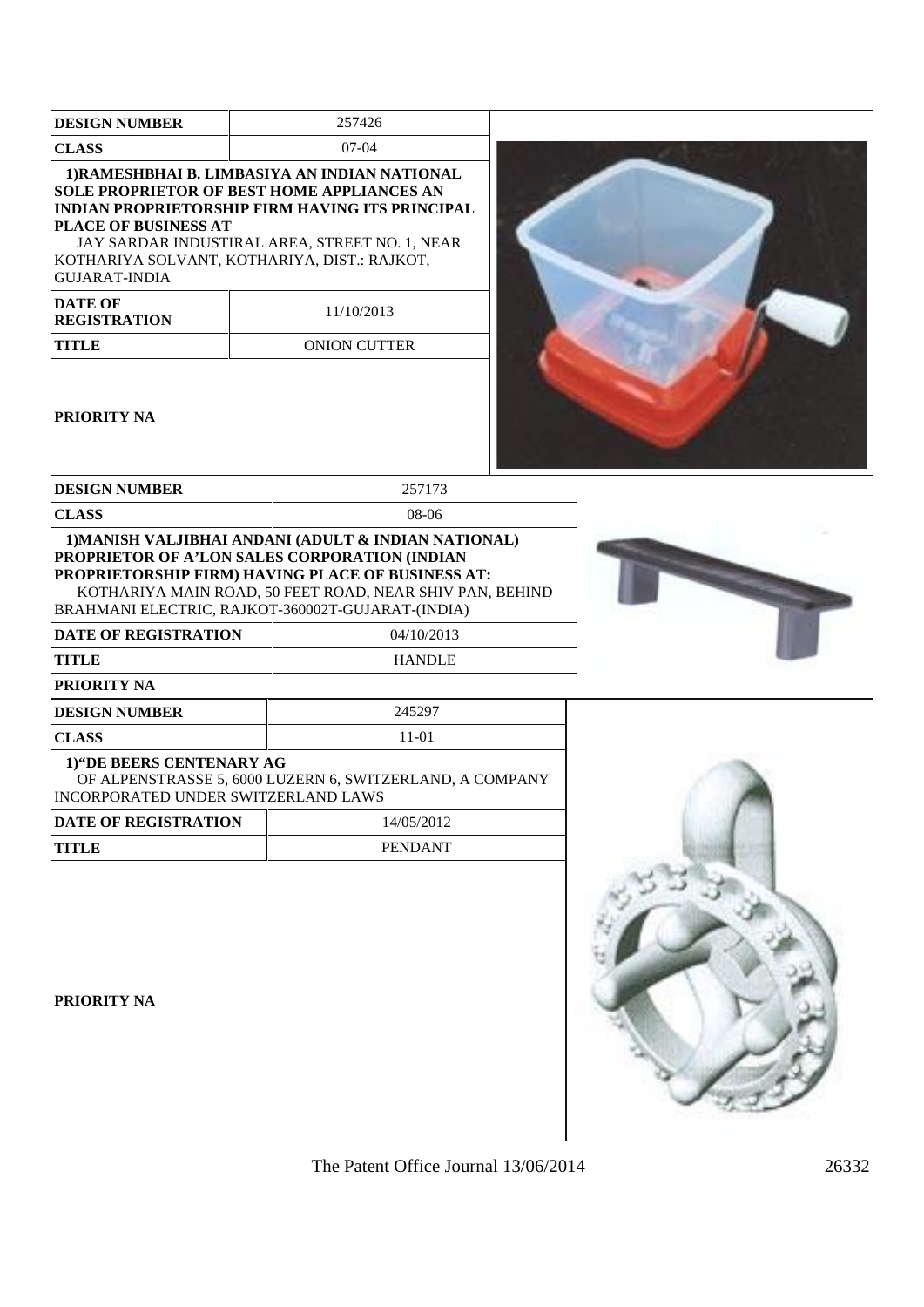| | |
|---|---|
| **DESIGN NUMBER** | 257426 |
| **CLASS** | 07-04 |
| **1)RAMESHBHAI B. LIMBASIYA AN INDIAN NATIONAL SOLE PROPRIETOR OF BEST HOME APPLIANCES AN INDIAN PROPRIETORSHIP FIRM HAVING ITS PRINCIPAL PLACE OF BUSINESS AT** JAY SARDAR INDUSTIRAL AREA, STREET NO. 1, NEAR KOTHARIYA SOLVANT, KOTHARIYA, DIST.: RAJKOT, GUJARAT-INDIA | |
| **DATE OF REGISTRATION** | 11/10/2013 |
| **TITLE** | ONION CUTTER |
| **PRIORITY NA** | |

| | |
|---|---|
| **DESIGN NUMBER** | 257173 |
| **CLASS** | 08-06 |
| **1)MANISH VALJIBHAI ANDANI (ADULT & INDIAN NATIONAL) PROPRIETOR OF A'LON SALES CORPORATION (INDIAN PROPRIETORSHIP FIRM) HAVING PLACE OF BUSINESS AT:** KOTHARIYA MAIN ROAD, 50 FEET ROAD, NEAR SHIV PAN, BEHIND BRAHMANI ELECTRIC, RAJKOT-360002T-GUJARAT-(INDIA) | |
| **DATE OF REGISTRATION** | 04/10/2013 |
| **TITLE** | HANDLE |
| **PRIORITY NA** | |

| | |
|---|---|
| **DESIGN NUMBER** | 245297 |
| **CLASS** | 11-01 |
| **1)"DE BEERS CENTENARY AG** OF ALPENSTRASSE 5, 6000 LUZERN 6, SWITZERLAND, A COMPANY INCORPORATED UNDER SWITZERLAND LAWS | |
| **DATE OF REGISTRATION** | 14/05/2012 |
| **TITLE** | PENDANT |
| **PRIORITY NA** | |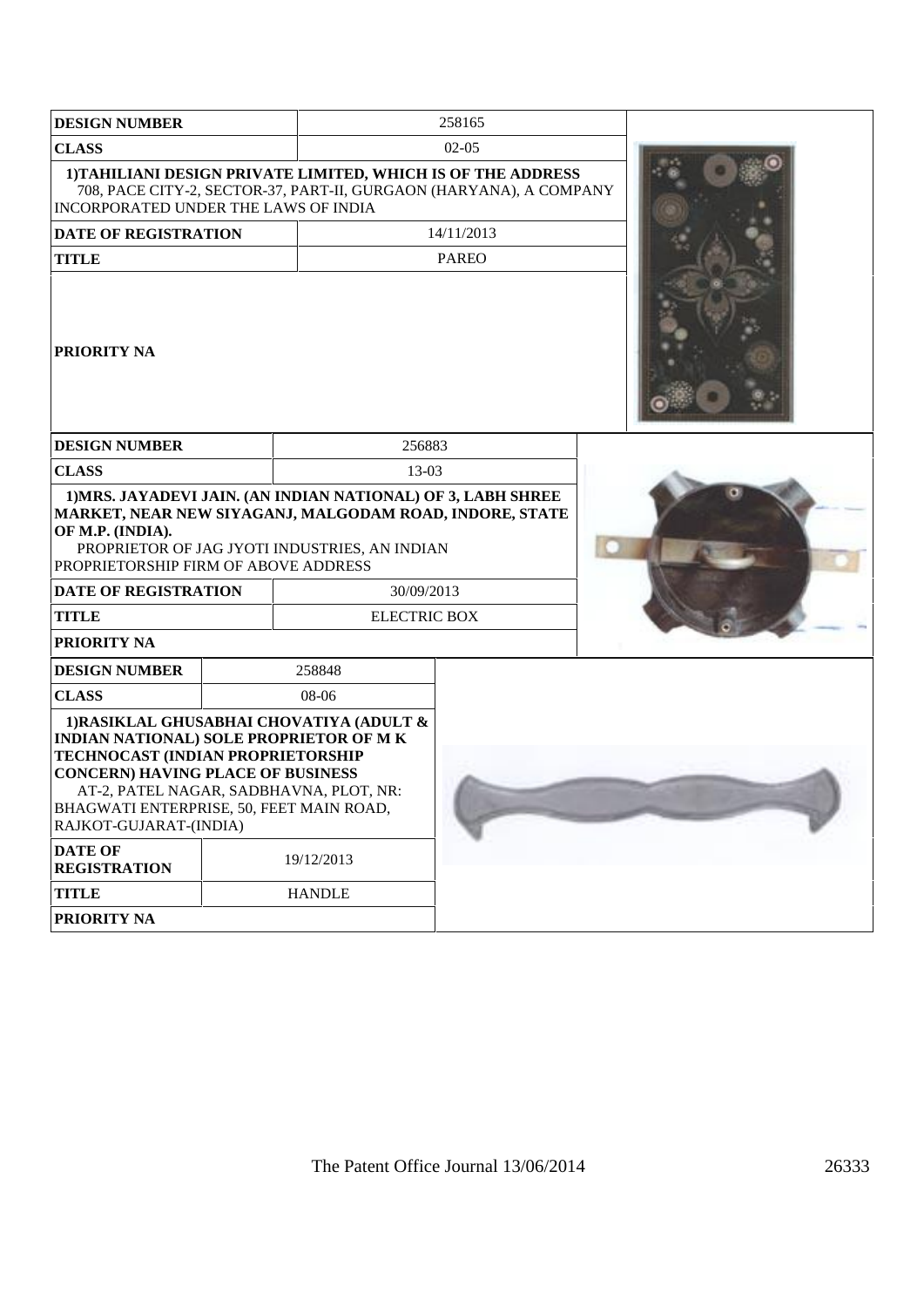| | |
|---|---|
| **DESIGN NUMBER** | 258165 |
| **CLASS** | 02-05 |
| **1)TAHILIANI DESIGN PRIVATE LIMITED, WHICH IS OF THE ADDRESS** 708, PACE CITY-2, SECTOR-37, PART-II, GURGAON (HARYANA), A COMPANY INCORPORATED UNDER THE LAWS OF INDIA | |
| **DATE OF REGISTRATION** | 14/11/2013 |
| **TITLE** | PAREO |
| **PRIORITY NA** | |

| | |
|---|---|
| **DESIGN NUMBER** | 256883 |
| **CLASS** | 13-03 |
| **1)MRS. JAYADEVI JAIN. (AN INDIAN NATIONAL) OF 3, LABH SHREE MARKET, NEAR NEW SIYAGANJ, MALGODAM ROAD, INDORE, STATE OF M.P. (INDIA).** PROPRIETOR OF JAG JYOTI INDUSTRIES, AN INDIAN PROPRIETORSHIP FIRM OF ABOVE ADDRESS | |
| **DATE OF REGISTRATION** | 30/09/2013 |
| **TITLE** | ELECTRIC BOX |
| **PRIORITY NA** | |

| | |
|---|---|
| **DESIGN NUMBER** | 258848 |
| **CLASS** | 08-06 |
| **1)RASIKLAL GHUSABHAI CHOVATIYA (ADULT & INDIAN NATIONAL) SOLE PROPRIETOR OF M K TECHNOCAST (INDIAN PROPRIETORSHIP CONCERN) HAVING PLACE OF BUSINESS** AT-2, PATEL NAGAR, SADBHAVNA, PLOT, NR: BHAGWATI ENTERPRISE, 50, FEET MAIN ROAD, RAJKOT-GUJARAT-(INDIA) | |
| **DATE OF REGISTRATION** | 19/12/2013 |
| **TITLE** | HANDLE |
| **PRIORITY NA** | |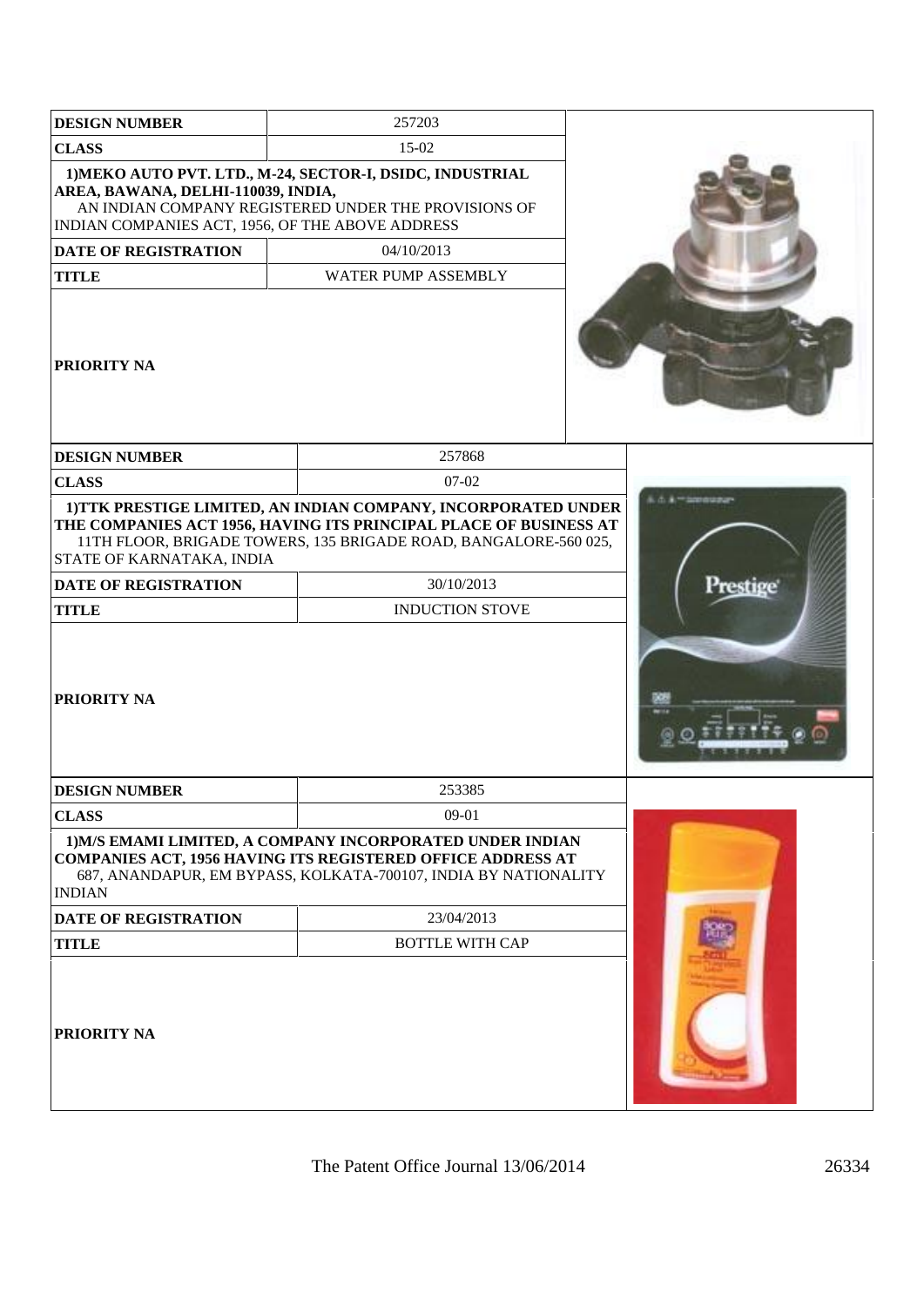| | |
|---|---|
| **DESIGN NUMBER** | 257203 |
| **CLASS** | 15-02 |
| **1)MEKO AUTO PVT. LTD., M-24, SECTOR-I, DSIDC, INDUSTRIAL AREA, BAWANA, DELHI-110039, INDIA,** AN INDIAN COMPANY REGISTERED UNDER THE PROVISIONS OF INDIAN COMPANIES ACT, 1956, OF THE ABOVE ADDRESS | |
| **DATE OF REGISTRATION** | 04/10/2013 |
| **TITLE** | WATER PUMP ASSEMBLY |
| **PRIORITY NA** | |

| | |
|---|---|
| **DESIGN NUMBER** | 257868 |
| **CLASS** | 07-02 |
| **1)TTK PRESTIGE LIMITED, AN INDIAN COMPANY, INCORPORATED UNDER THE COMPANIES ACT 1956, HAVING ITS PRINCIPAL PLACE OF BUSINESS AT** 11TH FLOOR, BRIGADE TOWERS, 135 BRIGADE ROAD, BANGALORE-560 025, STATE OF KARNATAKA, INDIA | |
| **DATE OF REGISTRATION** | 30/10/2013 |
| **TITLE** | INDUCTION STOVE |
| **PRIORITY NA** | |

| | |
|---|---|
| **DESIGN NUMBER** | 253385 |
| **CLASS** | 09-01 |
| **1)M/S EMAMI LIMITED, A COMPANY INCORPORATED UNDER INDIAN COMPANIES ACT, 1956 HAVING ITS REGISTERED OFFICE ADDRESS AT** 687, ANANDAPUR, EM BYPASS, KOLKATA-700107, INDIA BY NATIONALITY INDIAN | |
| **DATE OF REGISTRATION** | 23/04/2013 |
| **TITLE** | BOTTLE WITH CAP |
| **PRIORITY NA** | |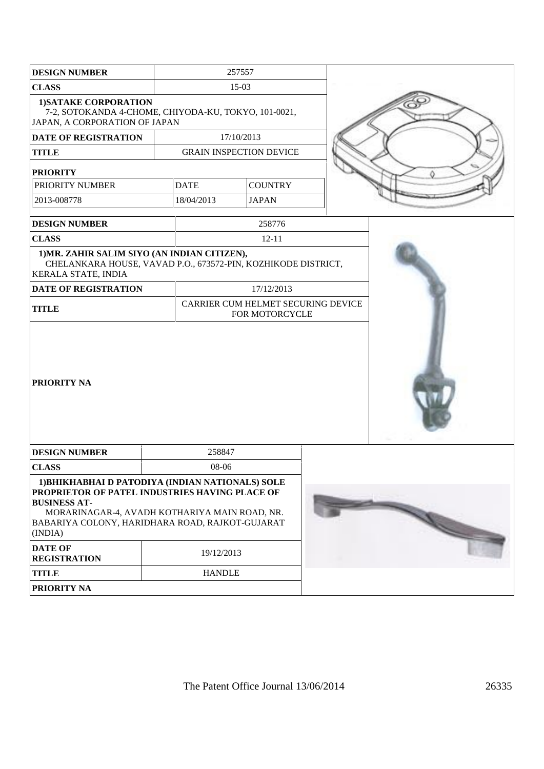| | | | |
|---|---|---|---|
| **DESIGN NUMBER** | 257557 | | |
| **CLASS** | 15-03 | | |
| **1)SATAKE CORPORATION** 7-2, SOTOKANDA 4-CHOME, CHIYODA-KU, TOKYO, 101-0021, JAPAN, A CORPORATION OF JAPAN | | | |
| **DATE OF REGISTRATION** | 17/10/2013 | | |
| **TITLE** | GRAIN INSPECTION DEVICE | | |
| **PRIORITY** | | | |
| PRIORITY NUMBER | DATE | COUNTRY | |
| 2013-008778 | 18/04/2013 | JAPAN | |

| | |
|---|---|
| **DESIGN NUMBER** | 258776 |
| **CLASS** | 12-11 |
| **1)MR. ZAHIR SALIM SIYO (AN INDIAN CITIZEN),** CHELANKARA HOUSE, VAVAD P.O., 673572-PIN, KOZHIKODE DISTRICT, KERALA STATE, INDIA | |
| **DATE OF REGISTRATION** | 17/12/2013 |
| **TITLE** | CARRIER CUM HELMET SECURING DEVICE FOR MOTORCYCLE |
| **PRIORITY NA** | |

| | |
|---|---|
| **DESIGN NUMBER** | 258847 |
| **CLASS** | 08-06 |
| **1)BHIKHABHAI D PATODIYA (INDIAN NATIONALS) SOLE PROPRIETOR OF PATEL INDUSTRIES HAVING PLACE OF BUSINESS AT-** MORARINAGAR-4, AVADH KOTHARIYA MAIN ROAD, NR. BABARIYA COLONY, HARIDHARA ROAD, RAJKOT-GUJARAT (INDIA) | |
| **DATE OF REGISTRATION** | 19/12/2013 |
| **TITLE** | HANDLE |
| **PRIORITY NA** | |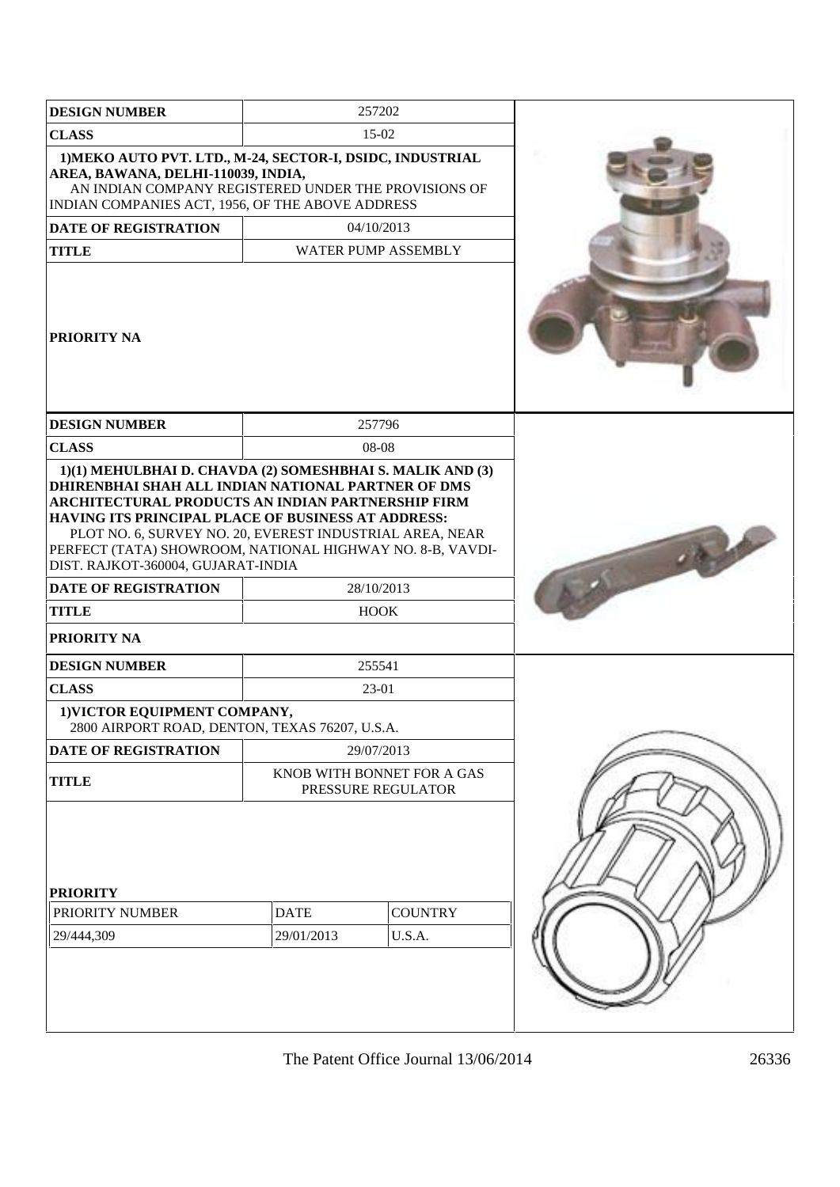| DESIGN NUMBER | 257202 |
|---|---|
| CLASS | 15-02 |
| 1)MEKO AUTO PVT. LTD., M-24, SECTOR-I, DSIDC, INDUSTRIAL AREA, BAWANA, DELHI-110039, INDIA, AN INDIAN COMPANY REGISTERED UNDER THE PROVISIONS OF INDIAN COMPANIES ACT, 1956, OF THE ABOVE ADDRESS | |
| DATE OF REGISTRATION | 04/10/2013 |
| TITLE | WATER PUMP ASSEMBLY |
| PRIORITY NA | |

| DESIGN NUMBER | 257796 |
|---|---|
| CLASS | 08-08 |
| 1)(1) MEHULBHAI D. CHAVDA (2) SOMESHBHAI S. MALIK AND (3) DHIRENBHAI SHAH ALL INDIAN NATIONAL PARTNER OF DMS ARCHITECTURAL PRODUCTS AN INDIAN PARTNERSHIP FIRM HAVING ITS PRINCIPAL PLACE OF BUSINESS AT ADDRESS: PLOT NO. 6, SURVEY NO. 20, EVEREST INDUSTRIAL AREA, NEAR PERFECT (TATA) SHOWROOM, NATIONAL HIGHWAY NO. 8-B, VAVDI-DIST. RAJKOT-360004, GUJARAT-INDIA | |
| DATE OF REGISTRATION | 28/10/2013 |
| TITLE | HOOK |
| PRIORITY NA | |

| DESIGN NUMBER | 255541 |
|---|---|
| CLASS | 23-01 |
| 1)VICTOR EQUIPMENT COMPANY, 2800 AIRPORT ROAD, DENTON, TEXAS 76207, U.S.A. | |
| DATE OF REGISTRATION | 29/07/2013 |
| TITLE | KNOB WITH BONNET FOR A GAS PRESSURE REGULATOR |

**PRIORITY**

| PRIORITY NUMBER | DATE | COUNTRY |
|---|---|---|
| 29/444,309 | 29/01/2013 | U.S.A. |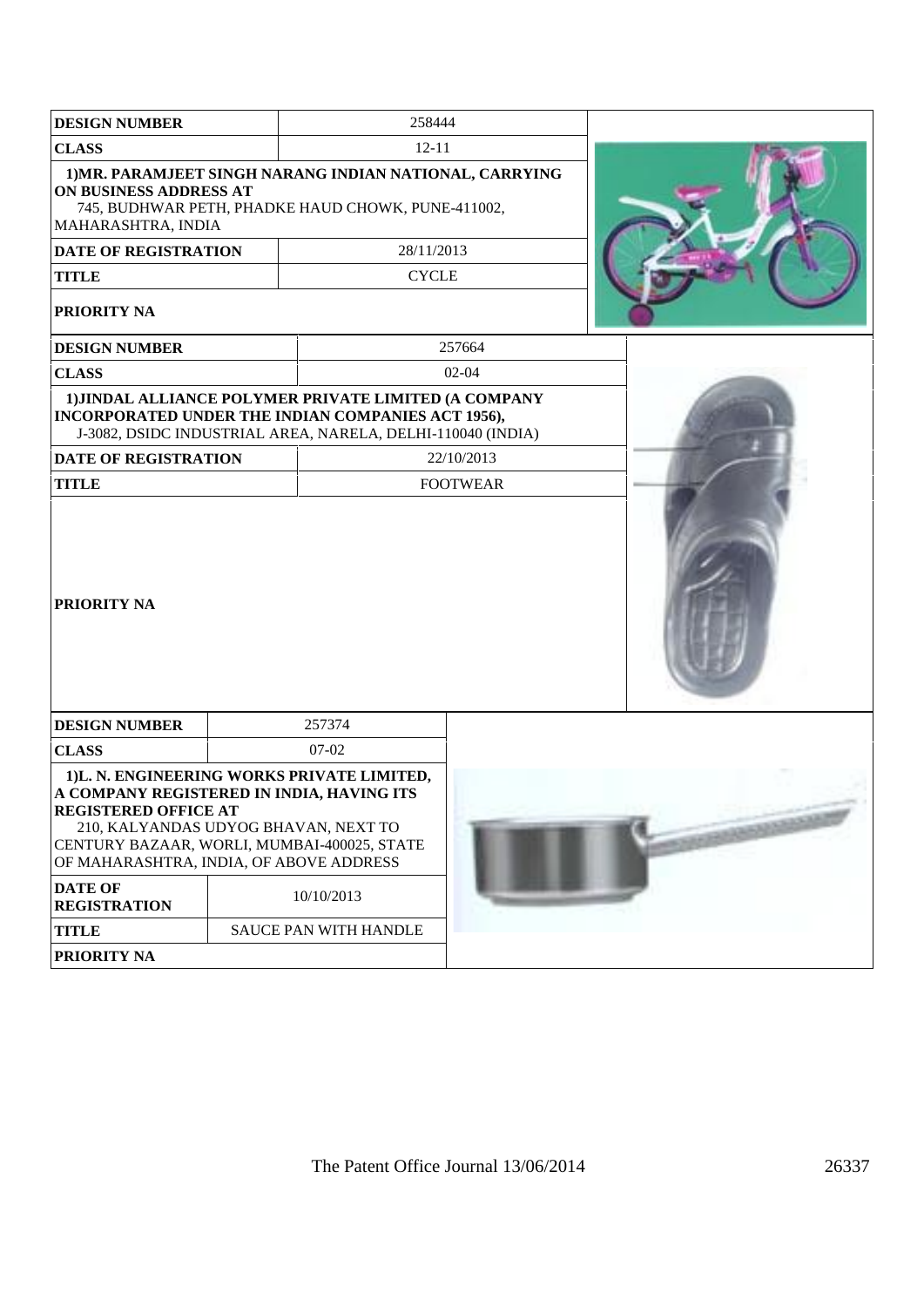| DESIGN NUMBER | 258444 |
| --- | --- |
| CLASS | 12-11 |
| 1)MR. PARAMJEET SINGH NARANG INDIAN NATIONAL, CARRYING ON BUSINESS ADDRESS AT 745, BUDHWAR PETH, PHADKE HAUD CHOWK, PUNE-411002, MAHARASHTRA, INDIA | |
| DATE OF REGISTRATION | 28/11/2013 |
| TITLE | CYCLE |
| PRIORITY NA | |

| DESIGN NUMBER | 257664 |
| --- | --- |
| CLASS | 02-04 |
| 1)JINDAL ALLIANCE POLYMER PRIVATE LIMITED (A COMPANY INCORPORATED UNDER THE INDIAN COMPANIES ACT 1956), J-3082, DSIDC INDUSTRIAL AREA, NARELA, DELHI-110040 (INDIA) | |
| DATE OF REGISTRATION | 22/10/2013 |
| TITLE | FOOTWEAR |
| PRIORITY NA | |

| DESIGN NUMBER | 257374 |
| --- | --- |
| CLASS | 07-02 |
| 1)L. N. ENGINEERING WORKS PRIVATE LIMITED, A COMPANY REGISTERED IN INDIA, HAVING ITS REGISTERED OFFICE AT 210, KALYANDAS UDYOG BHAVAN, NEXT TO CENTURY BAZAAR, WORLI, MUMBAI-400025, STATE OF MAHARASHTRA, INDIA, OF ABOVE ADDRESS | |
| DATE OF REGISTRATION | 10/10/2013 |
| TITLE | SAUCE PAN WITH HANDLE |
| PRIORITY NA | |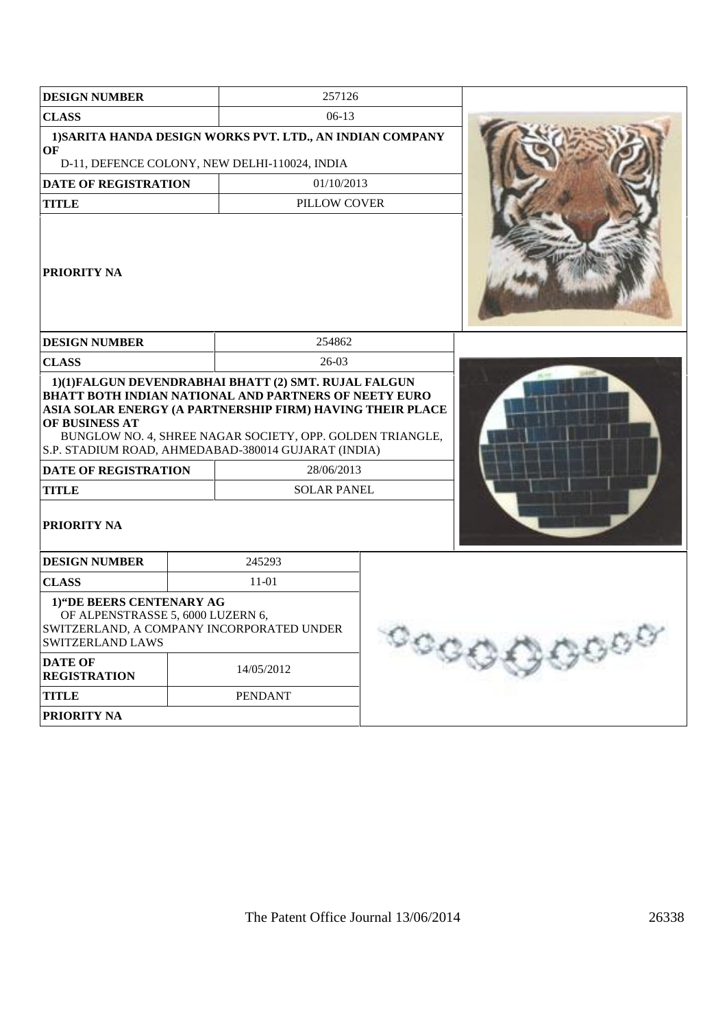| DESIGN NUMBER | 257126 |
|---|---|
| CLASS | 06-13 |
| 1)SARITA HANDA DESIGN WORKS PVT. LTD., AN INDIAN COMPANY OF<br>D-11, DEFENCE COLONY, NEW DELHI-110024, INDIA | |
| DATE OF REGISTRATION | 01/10/2013 |
| TITLE | PILLOW COVER |
| PRIORITY NA | |

| DESIGN NUMBER | 254862 |
|---|---|
| CLASS | 26-03 |
| 1)(1)FALGUN DEVENDRABHAI BHATT (2) SMT. RUJAL FALGUN BHATT BOTH INDIAN NATIONAL AND PARTNERS OF NEETY EURO ASIA SOLAR ENERGY (A PARTNERSHIP FIRM) HAVING THEIR PLACE OF BUSINESS AT<br>BUNGLOW NO. 4, SHREE NAGAR SOCIETY, OPP. GOLDEN TRIANGLE, S.P. STADIUM ROAD, AHMEDABAD-380014 GUJARAT (INDIA) | |
| DATE OF REGISTRATION | 28/06/2013 |
| TITLE | SOLAR PANEL |
| PRIORITY NA | |

| DESIGN NUMBER | 245293 |
|---|---|
| CLASS | 11-01 |
| 1)"DE BEERS CENTENARY AG<br>OF ALPENSTRASSE 5, 6000 LUZERN 6, SWITZERLAND, A COMPANY INCORPORATED UNDER SWITZERLAND LAWS | |
| DATE OF REGISTRATION | 14/05/2012 |
| TITLE | PENDANT |
| PRIORITY NA | |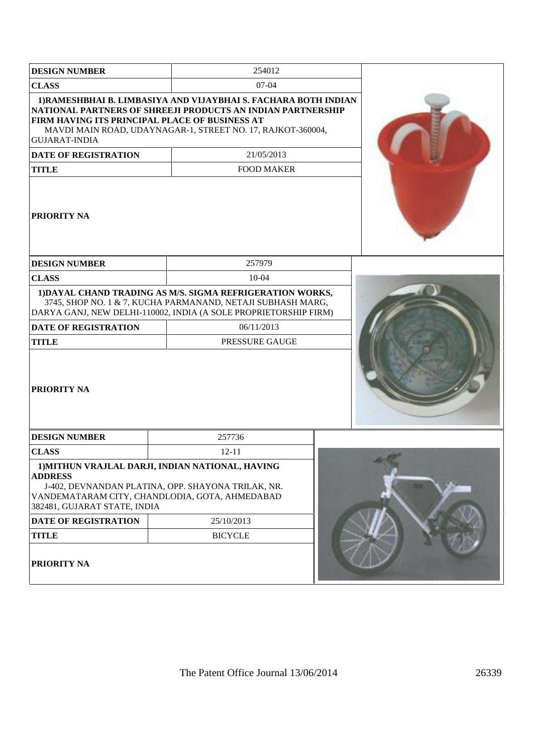| | |
|---|---|
| **DESIGN NUMBER** | 254012 |
| **CLASS** | 07-04 |
| **1)RAMESHBHAI B. LIMBASIYA AND VIJAYBHAI S. FACHARA BOTH INDIAN NATIONAL PARTNERS OF SHREEJI PRODUCTS AN INDIAN PARTNERSHIP FIRM HAVING ITS PRINCIPAL PLACE OF BUSINESS AT** MAVDI MAIN ROAD, UDAYNAGAR-1, STREET NO. 17, RAJKOT-360004, GUJARAT-INDIA | |
| **DATE OF REGISTRATION** | 21/05/2013 |
| **TITLE** | FOOD MAKER |
| **PRIORITY NA** | |

| | |
|---|---|
| **DESIGN NUMBER** | 257979 |
| **CLASS** | 10-04 |
| **1)DAYAL CHAND TRADING AS M/S. SIGMA REFRIGERATION WORKS,** 3745, SHOP NO. 1 & 7, KUCHA PARMANAND, NETAJI SUBHASH MARG, DARYA GANJ, NEW DELHI-110002, INDIA (A SOLE PROPRIETORSHIP FIRM) | |
| **DATE OF REGISTRATION** | 06/11/2013 |
| **TITLE** | PRESSURE GAUGE |
| **PRIORITY NA** | |

| | |
|---|---|
| **DESIGN NUMBER** | 257736 |
| **CLASS** | 12-11 |
| **1)MITHUN VRAJLAL DARJI, INDIAN NATIONAL, HAVING ADDRESS** J-402, DEVNANDAN PLATINA, OPP. SHAYONA TRILAK, NR. VANDEMATARAM CITY, CHANDLODIA, GOTA, AHMEDABAD 382481, GUJARAT STATE, INDIA | |
| **DATE OF REGISTRATION** | 25/10/2013 |
| **TITLE** | BICYCLE |
| **PRIORITY NA** | |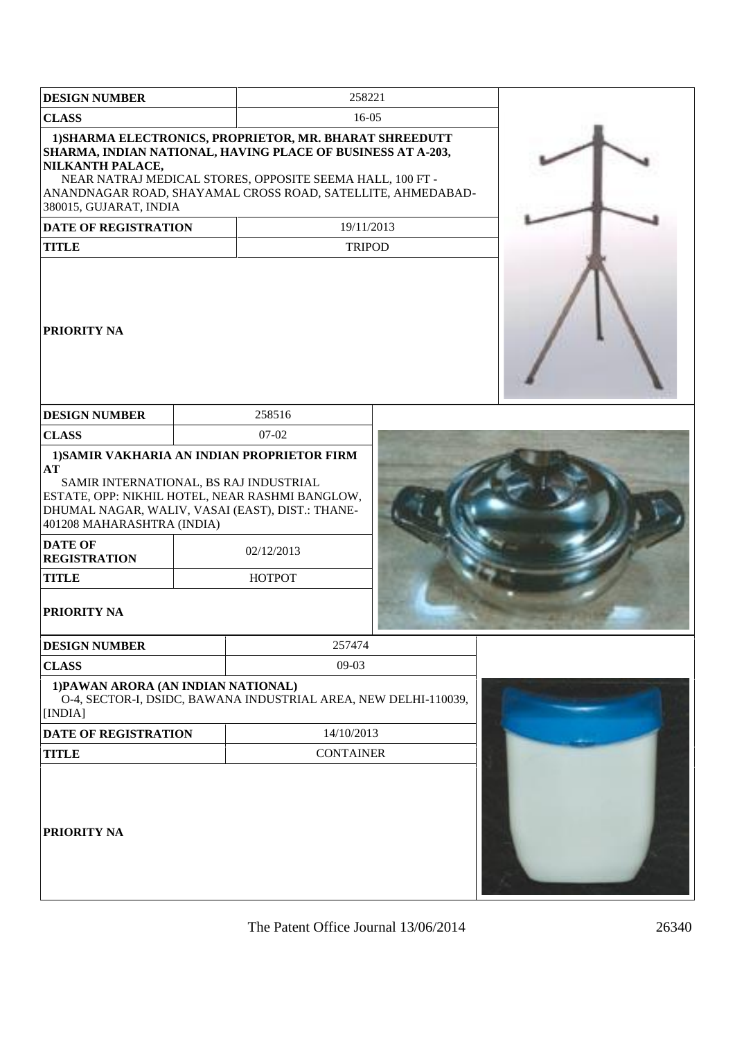| DESIGN NUMBER | 258221 |
|---|---|
| CLASS | 16-05 |
| **1)SHARMA ELECTRONICS, PROPRIETOR, MR. BHARAT SHREEDUTT SHARMA, INDIAN NATIONAL, HAVING PLACE OF BUSINESS AT A-203, NILKANTH PALACE,** NEAR NATRAJ MEDICAL STORES, OPPOSITE SEEMA HALL, 100 FT - ANANDNAGAR ROAD, SHAYAMAL CROSS ROAD, SATELLITE, AHMEDABAD-380015, GUJARAT, INDIA | |
| DATE OF REGISTRATION | 19/11/2013 |
| TITLE | TRIPOD |
| PRIORITY NA | |

| DESIGN NUMBER | 258516 |
|---|---|
| CLASS | 07-02 |
| **1)SAMIR VAKHARIA AN INDIAN PROPRIETOR FIRM AT** SAMIR INTERNATIONAL, BS RAJ INDUSTRIAL ESTATE, OPP: NIKHIL HOTEL, NEAR RASHMI BANGLOW, DHUMAL NAGAR, WALIV, VASAI (EAST), DIST.: THANE-401208 MAHARASHTRA (INDIA) | |
| DATE OF REGISTRATION | 02/12/2013 |
| TITLE | HOTPOT |
| PRIORITY NA | |

| DESIGN NUMBER | 257474 |
|---|---|
| CLASS | 09-03 |
| **1)PAWAN ARORA (AN INDIAN NATIONAL)** O-4, SECTOR-I, DSIDC, BAWANA INDUSTRIAL AREA, NEW DELHI-110039, [INDIA] | |
| DATE OF REGISTRATION | 14/10/2013 |
| TITLE | CONTAINER |
| PRIORITY NA | |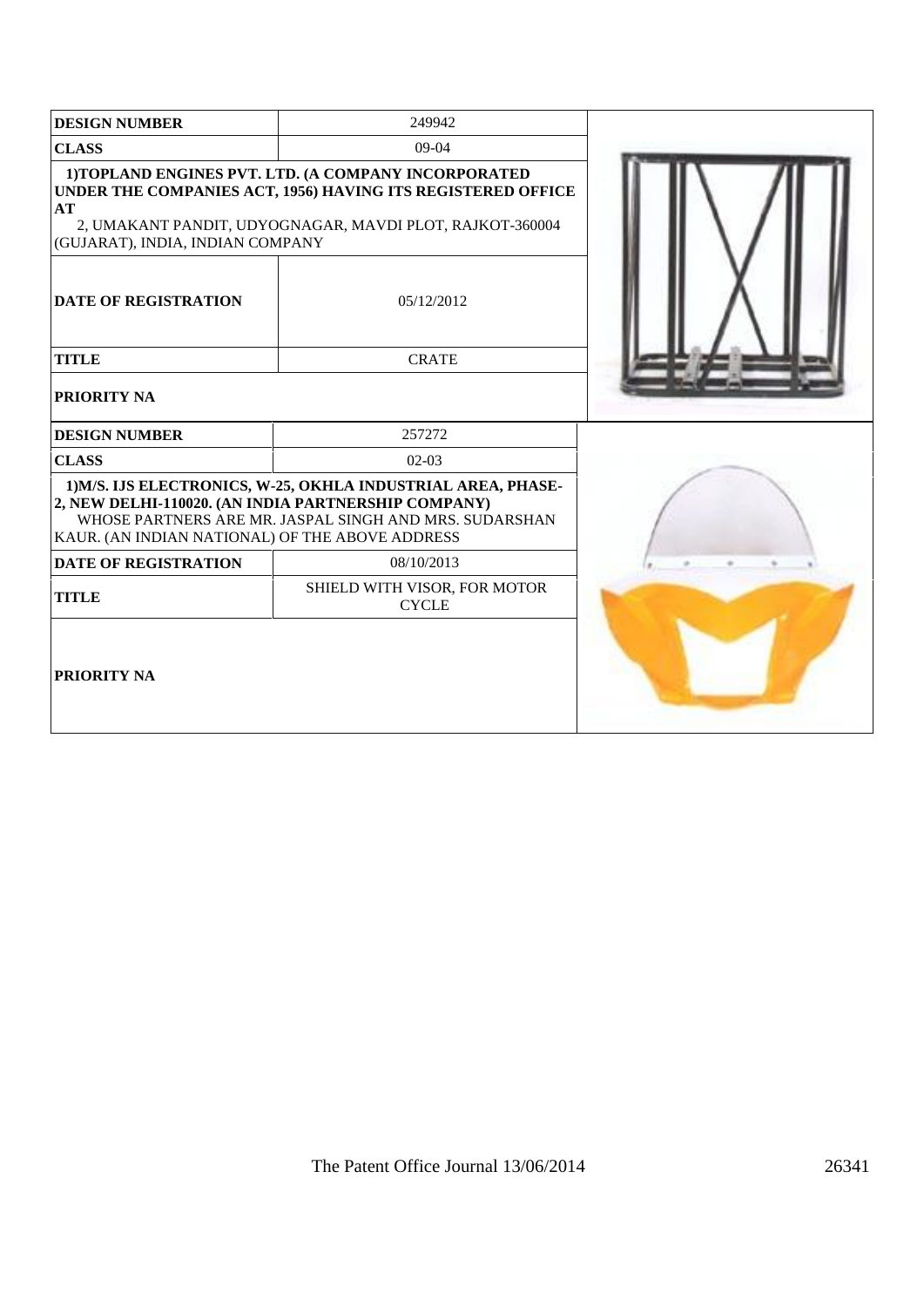| | |
|---|---|
| **DESIGN NUMBER** | 249942 |
| **CLASS** | 09-04 |
| **1)TOPLAND ENGINES PVT. LTD. (A COMPANY INCORPORATED UNDER THE COMPANIES ACT, 1956) HAVING ITS REGISTERED OFFICE AT** 2, UMAKANT PANDIT, UDYOGNAGAR, MAVDI PLOT, RAJKOT-360004 (GUJARAT), INDIA, INDIAN COMPANY | |
| **DATE OF REGISTRATION** | 05/12/2012 |
| **TITLE** | CRATE |
| **PRIORITY NA** | |

| | |
|---|---|
| **DESIGN NUMBER** | 257272 |
| **CLASS** | 02-03 |
| **1)M/S. IJS ELECTRONICS, W-25, OKHLA INDUSTRIAL AREA, PHASE-2, NEW DELHI-110020. (AN INDIA PARTNERSHIP COMPANY)** WHOSE PARTNERS ARE MR. JASPAL SINGH AND MRS. SUDARSHAN KAUR. (AN INDIAN NATIONAL) OF THE ABOVE ADDRESS | |
| **DATE OF REGISTRATION** | 08/10/2013 |
| **TITLE** | SHIELD WITH VISOR, FOR MOTOR CYCLE |
| **PRIORITY NA** | |